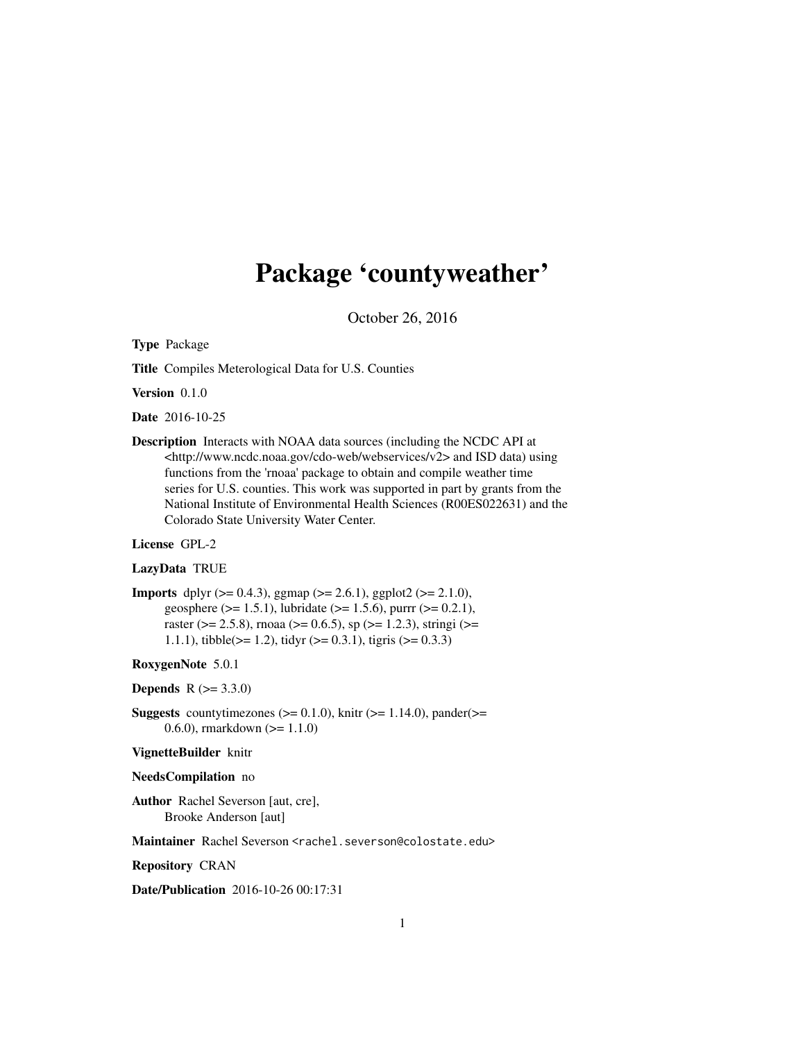# Package 'countyweather'

October 26, 2016

**Type** Package

**Title** Compiles Meterological Data for U.S. Counties

**Version** 0.1.0

**Date** 2016-10-25

**Description** Interacts with NOAA data sources (including the NCDC API at <http://www.ncdc.noaa.gov/cdo-web/webservices/v2> and ISD data) using functions from the 'rnoaa' package to obtain and compile weather time series for U.S. counties. This work was supported in part by grants from the National Institute of Environmental Health Sciences (R00ES022631) and the Colorado State University Water Center.

**License** GPL-2

**LazyData** TRUE

**Imports** dplyr (>= 0.4.3), ggmap (>= 2.6.1), ggplot2 (>= 2.1.0), geosphere (>= 1.5.1), lubridate (>= 1.5.6), purrr (>= 0.2.1), raster (>= 2.5.8), rnoaa (>= 0.6.5), sp (>= 1.2.3), stringi (>= 1.1.1), tibble(>= 1.2), tidyr (>= 0.3.1), tigris (>= 0.3.3)

**RoxygenNote** 5.0.1

**Depends** R (>= 3.3.0)

**Suggests** countytimezones (>= 0.1.0), knitr (>= 1.14.0), pander(>= 0.6.0), rmarkdown (>= 1.1.0)

**VignetteBuilder** knitr

**NeedsCompilation** no

**Author** Rachel Severson [aut, cre], Brooke Anderson [aut]

**Maintainer** Rachel Severson <rachel.severson@colostate.edu>

**Repository** CRAN

**Date/Publication** 2016-10-26 00:17:31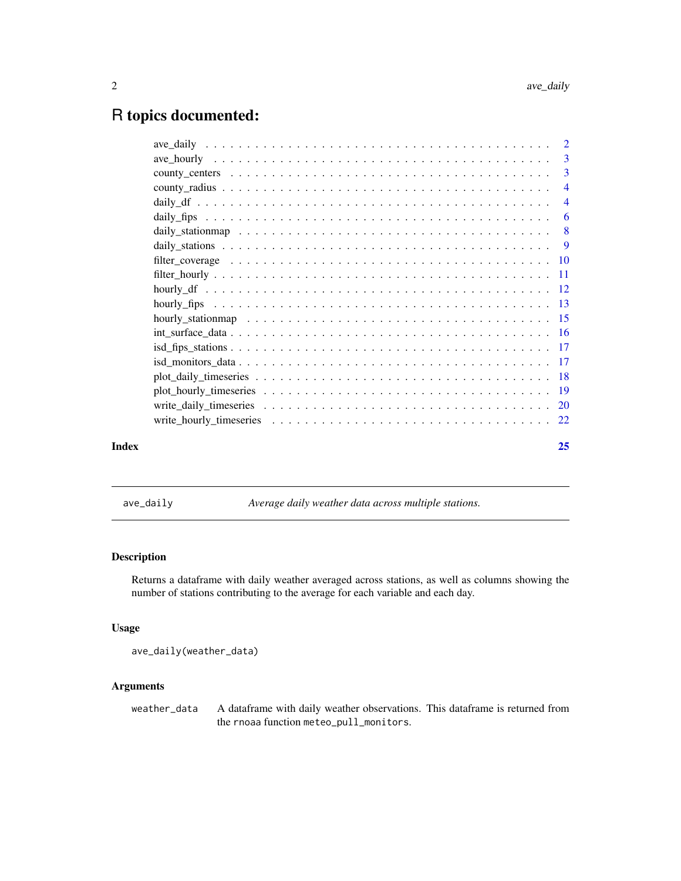# R topics documented:

- ave_daily . . . 2
- ave_hourly . . . 3
- county_centers . . . 3
- county_radius . . . 4
- daily_df . . . 4
- daily_fips . . . 6
- daily_stationmap . . . 8
- daily_stations . . . 9
- filter_coverage . . . 10
- filter_hourly . . . 11
- hourly_df . . . 12
- hourly_fips . . . 13
- hourly_stationmap . . . 15
- int_surface_data . . . 16
- isd_fips_stations . . . 17
- isd_monitors_data . . . 17
- plot_daily_timeseries . . . 18
- plot_hourly_timeseries . . . 19
- write_daily_timeseries . . . 20
- write_hourly_timeseries . . . 22

**Index** 25

---

## ave_daily — *Average daily weather data across multiple stations.*

### Description

Returns a dataframe with daily weather averaged across stations, as well as columns showing the number of stations contributing to the average for each variable and each day.

### Usage

```
ave_daily(weather_data)
```

### Arguments

| | |
|---|---|
| weather_data | A dataframe with daily weather observations. This dataframe is returned from the `rnoaa` function `meteo_pull_monitors`. |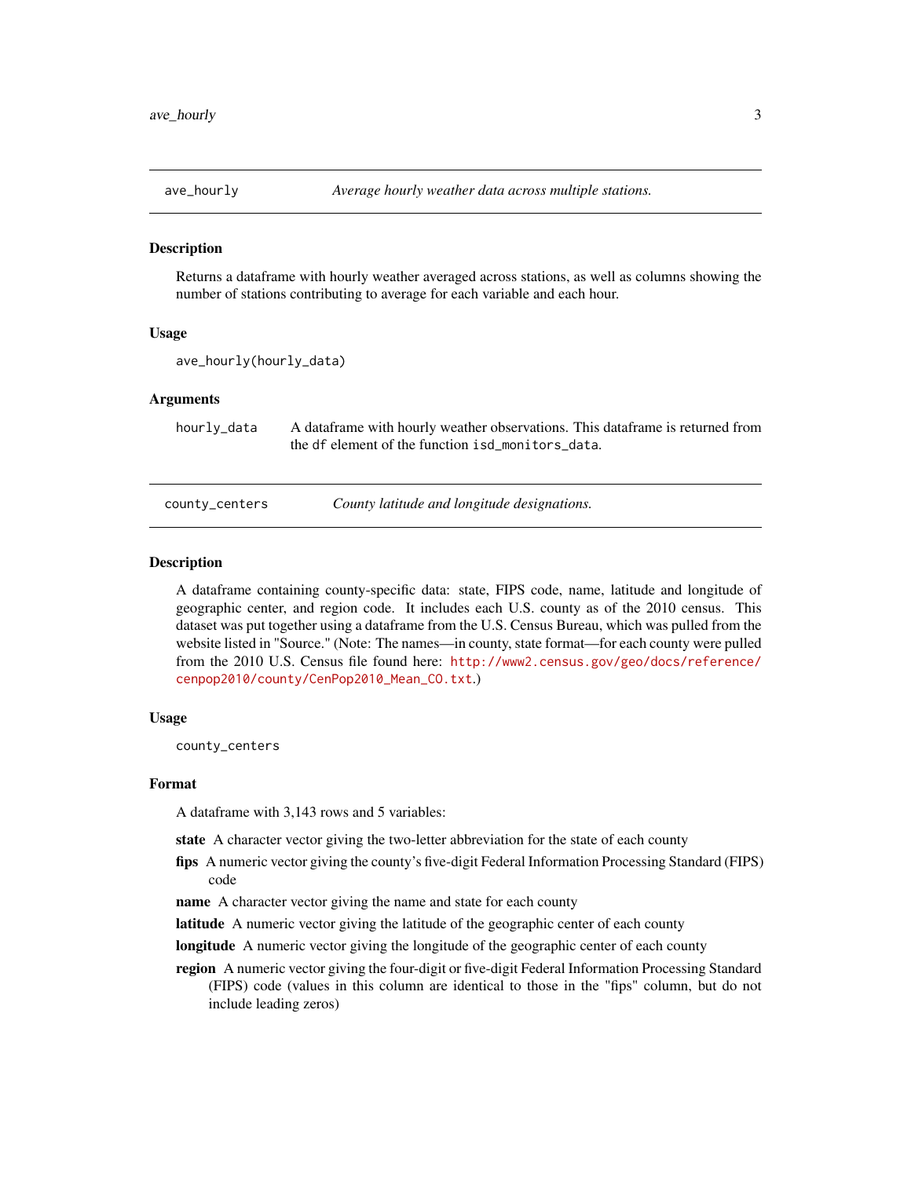## ave_hourly *Average hourly weather data across multiple stations.*

### Description

Returns a dataframe with hourly weather averaged across stations, as well as columns showing the number of stations contributing to average for each variable and each hour.

### Usage

```
ave_hourly(hourly_data)
```

### Arguments

`hourly_data` A dataframe with hourly weather observations. This dataframe is returned from the `df` element of the function `isd_monitors_data`.

## county_centers *County latitude and longitude designations.*

### Description

A dataframe containing county-specific data: state, FIPS code, name, latitude and longitude of geographic center, and region code. It includes each U.S. county as of the 2010 census. This dataset was put together using a dataframe from the U.S. Census Bureau, which was pulled from the website listed in "Source." (Note: The names—in county, state format—for each county were pulled from the 2010 U.S. Census file found here: http://www2.census.gov/geo/docs/reference/cenpop2010/county/CenPop2010_Mean_CO.txt.)

### Usage

```
county_centers
```

### Format

A dataframe with 3,143 rows and 5 variables:

- **state** A character vector giving the two-letter abbreviation for the state of each county
- **fips** A numeric vector giving the county's five-digit Federal Information Processing Standard (FIPS) code
- **name** A character vector giving the name and state for each county
- **latitude** A numeric vector giving the latitude of the geographic center of each county
- **longitude** A numeric vector giving the longitude of the geographic center of each county
- **region** A numeric vector giving the four-digit or five-digit Federal Information Processing Standard (FIPS) code (values in this column are identical to those in the "fips" column, but do not include leading zeros)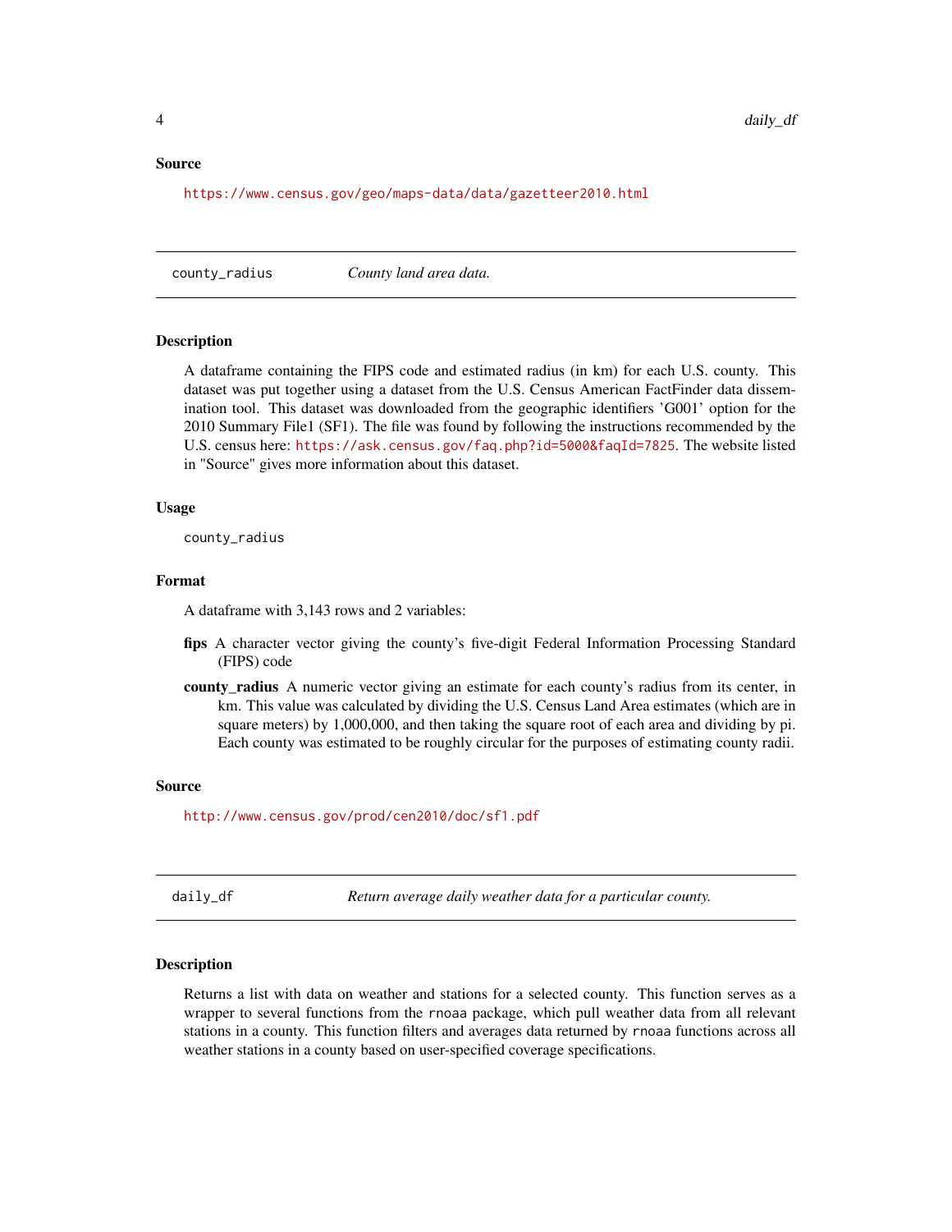## Source

https://www.census.gov/geo/maps-data/data/gazetteer2010.html

---

## county_radius — *County land area data.*

### Description

A dataframe containing the FIPS code and estimated radius (in km) for each U.S. county. This dataset was put together using a dataset from the U.S. Census American FactFinder data dissemination tool. This dataset was downloaded from the geographic identifiers 'G001' option for the 2010 Summary File1 (SF1). The file was found by following the instructions recommended by the U.S. census here: https://ask.census.gov/faq.php?id=5000&faqId=7825. The website listed in "Source" gives more information about this dataset.

### Usage

```
county_radius
```

### Format

A dataframe with 3,143 rows and 2 variables:

**fips** A character vector giving the county's five-digit Federal Information Processing Standard (FIPS) code

**county_radius** A numeric vector giving an estimate for each county's radius from its center, in km. This value was calculated by dividing the U.S. Census Land Area estimates (which are in square meters) by 1,000,000, and then taking the square root of each area and dividing by pi. Each county was estimated to be roughly circular for the purposes of estimating county radii.

### Source

http://www.census.gov/prod/cen2010/doc/sf1.pdf

---

## daily_df — *Return average daily weather data for a particular county.*

### Description

Returns a list with data on weather and stations for a selected county. This function serves as a wrapper to several functions from the `rnoaa` package, which pull weather data from all relevant stations in a county. This function filters and averages data returned by `rnoaa` functions across all weather stations in a county based on user-specified coverage specifications.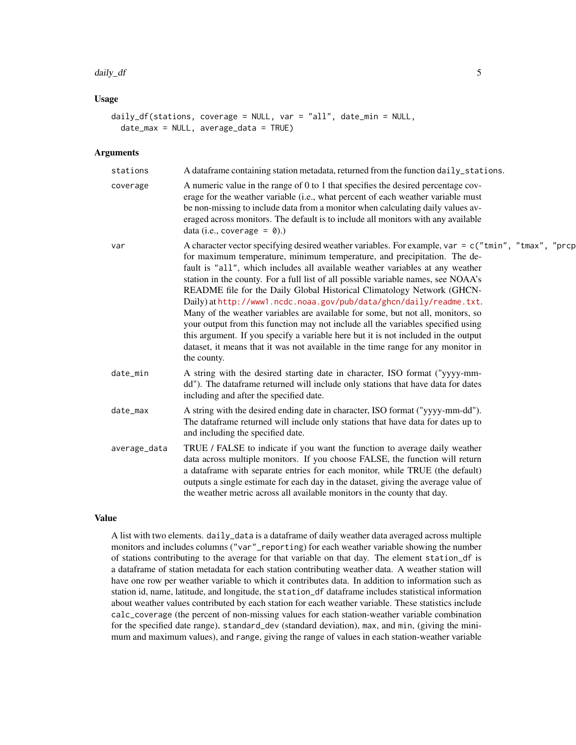## Usage

```
daily_df(stations, coverage = NULL, var = "all", date_min = NULL,
  date_max = NULL, average_data = TRUE)
```

## Arguments

| | |
|---|---|
| stations | A dataframe containing station metadata, returned from the function `daily_stations`. |
| coverage | A numeric value in the range of 0 to 1 that specifies the desired percentage coverage for the weather variable (i.e., what percent of each weather variable must be non-missing to include data from a monitor when calculating daily values averaged across monitors. The default is to include all monitors with any available data (i.e., `coverage = 0`).) |
| var | A character vector specifying desired weather variables. For example, `var = c("tmin", "tmax", "prcp` for maximum temperature, minimum temperature, and precipitation. The default is `"all"`, which includes all available weather variables at any weather station in the county. For a full list of all possible variable names, see NOAA's README file for the Daily Global Historical Climatology Network (GHCN-Daily) at http://www1.ncdc.noaa.gov/pub/data/ghcn/daily/readme.txt. Many of the weather variables are available for some, but not all, monitors, so your output from this function may not include all the variables specified using this argument. If you specify a variable here but it is not included in the output dataset, it means that it was not available in the time range for any monitor in the county. |
| date_min | A string with the desired starting date in character, ISO format ("yyyy-mm-dd"). The dataframe returned will include only stations that have data for dates including and after the specified date. |
| date_max | A string with the desired ending date in character, ISO format ("yyyy-mm-dd"). The dataframe returned will include only stations that have data for dates up to and including the specified date. |
| average_data | TRUE / FALSE to indicate if you want the function to average daily weather data across multiple monitors. If you choose FALSE, the function will return a dataframe with separate entries for each monitor, while TRUE (the default) outputs a single estimate for each day in the dataset, giving the average value of the weather metric across all available monitors in the county that day. |

## Value

A list with two elements. `daily_data` is a dataframe of daily weather data averaged across multiple monitors and includes columns (`"var"_reporting`) for each weather variable showing the number of stations contributing to the average for that variable on that day. The element `station_df` is a dataframe of station metadata for each station contributing weather data. A weather station will have one row per weather variable to which it contributes data. In addition to information such as station id, name, latitude, and longitude, the `station_df` dataframe includes statistical information about weather values contributed by each station for each weather variable. These statistics include `calc_coverage` (the percent of non-missing values for each station-weather variable combination for the specified date range), `standard_dev` (standard deviation), `max`, and `min`, (giving the minimum and maximum values), and `range`, giving the range of values in each station-weather variable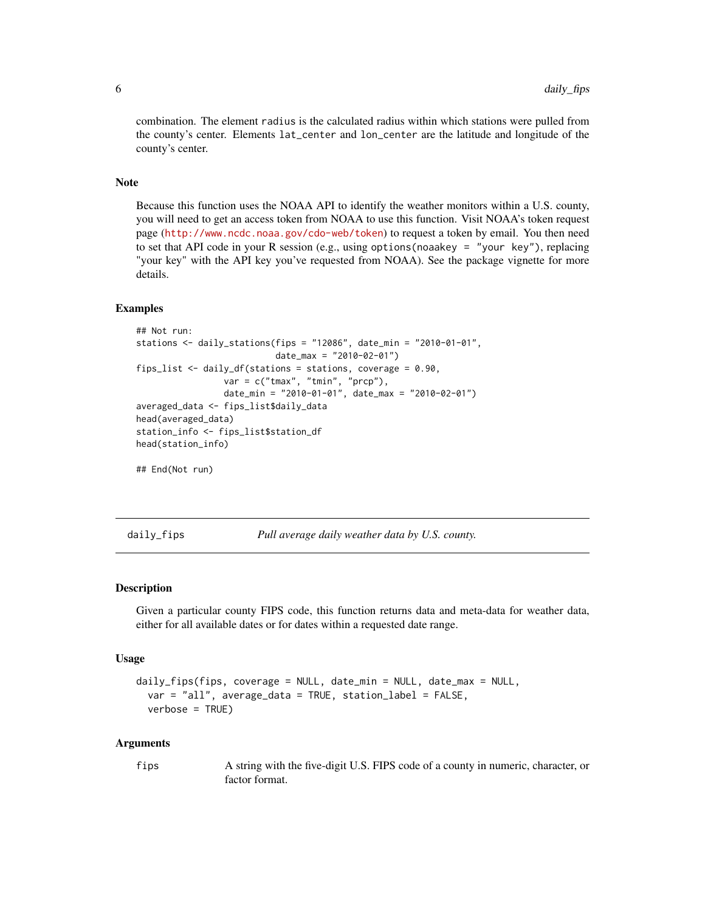combination. The element `radius` is the calculated radius within which stations were pulled from the county's center. Elements `lat_center` and `lon_center` are the latitude and longitude of the county's center.

### Note

Because this function uses the NOAA API to identify the weather monitors within a U.S. county, you will need to get an access token from NOAA to use this function. Visit NOAA's token request page (http://www.ncdc.noaa.gov/cdo-web/token) to request a token by email. You then need to set that API code in your R session (e.g., using `options(noaakey = "your key")`, replacing "your key" with the API key you've requested from NOAA). See the package vignette for more details.

### Examples

```
## Not run:
stations <- daily_stations(fips = "12086", date_min = "2010-01-01",
                           date_max = "2010-02-01")
fips_list <- daily_df(stations = stations, coverage = 0.90,
                 var = c("tmax", "tmin", "prcp"),
                 date_min = "2010-01-01", date_max = "2010-02-01")
averaged_data <- fips_list$daily_data
head(averaged_data)
station_info <- fips_list$station_df
head(station_info)

## End(Not run)
```

---

## daily_fips    *Pull average daily weather data by U.S. county.*

---

### Description

Given a particular county FIPS code, this function returns data and meta-data for weather data, either for all available dates or for dates within a requested date range.

### Usage

```
daily_fips(fips, coverage = NULL, date_min = NULL, date_max = NULL,
  var = "all", average_data = TRUE, station_label = FALSE,
  verbose = TRUE)
```

### Arguments

| | |
|---|---|
| fips | A string with the five-digit U.S. FIPS code of a county in numeric, character, or factor format. |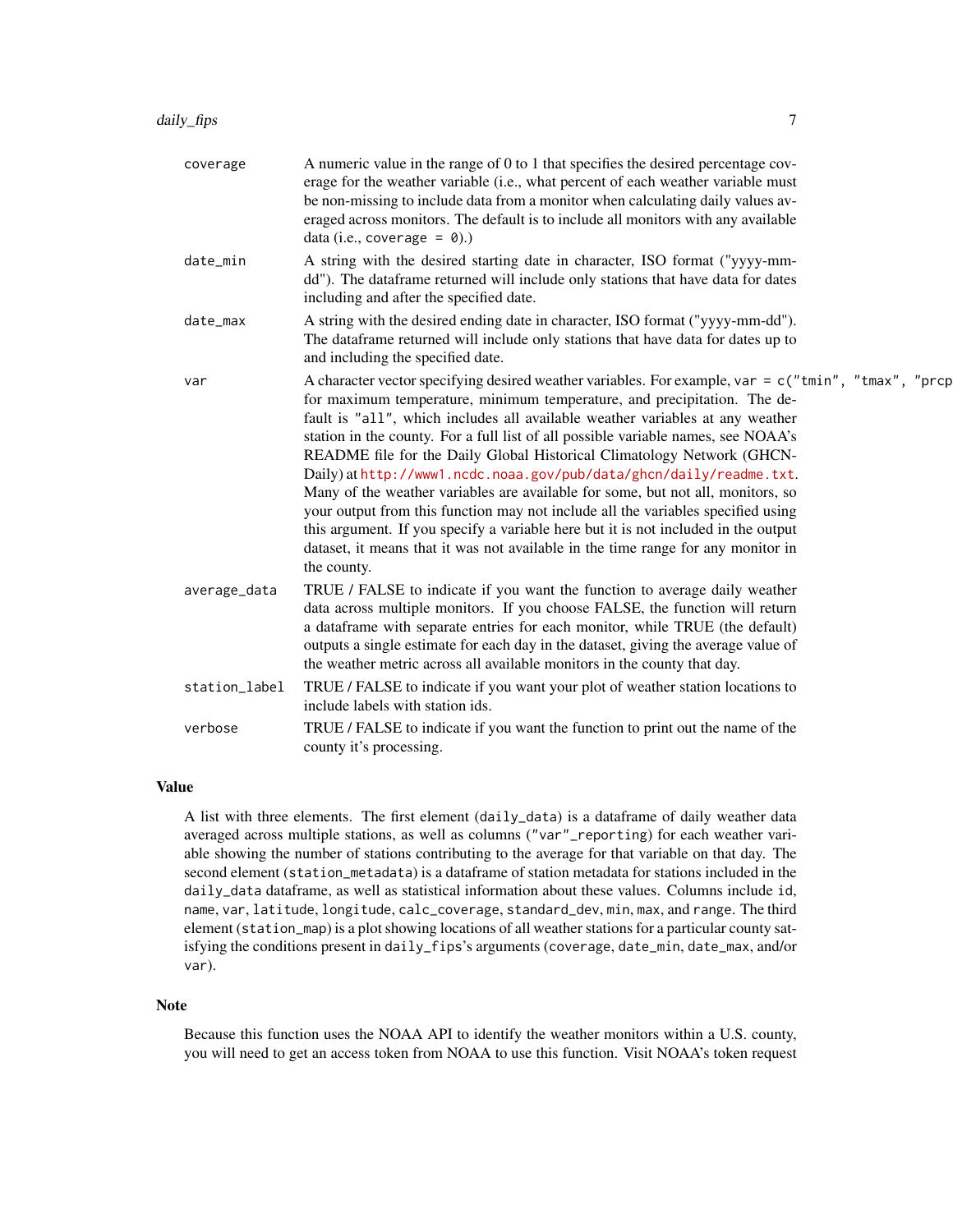| | |
|---|---|
| coverage | A numeric value in the range of 0 to 1 that specifies the desired percentage coverage for the weather variable (i.e., what percent of each weather variable must be non-missing to include data from a monitor when calculating daily values averaged across monitors. The default is to include all monitors with any available data (i.e., `coverage = 0`).) |
| date_min | A string with the desired starting date in character, ISO format ("yyyy-mm-dd"). The dataframe returned will include only stations that have data for dates including and after the specified date. |
| date_max | A string with the desired ending date in character, ISO format ("yyyy-mm-dd"). The dataframe returned will include only stations that have data for dates up to and including the specified date. |
| var | A character vector specifying desired weather variables. For example, `var = c("tmin", "tmax", "prcp` for maximum temperature, minimum temperature, and precipitation. The default is `"all"`, which includes all available weather variables at any weather station in the county. For a full list of all possible variable names, see NOAA's README file for the Daily Global Historical Climatology Network (GHCN-Daily) at http://www1.ncdc.noaa.gov/pub/data/ghcn/daily/readme.txt. Many of the weather variables are available for some, but not all, monitors, so your output from this function may not include all the variables specified using this argument. If you specify a variable here but it is not included in the output dataset, it means that it was not available in the time range for any monitor in the county. |
| average_data | TRUE / FALSE to indicate if you want the function to average daily weather data across multiple monitors. If you choose FALSE, the function will return a dataframe with separate entries for each monitor, while TRUE (the default) outputs a single estimate for each day in the dataset, giving the average value of the weather metric across all available monitors in the county that day. |
| station_label | TRUE / FALSE to indicate if you want your plot of weather station locations to include labels with station ids. |
| verbose | TRUE / FALSE to indicate if you want the function to print out the name of the county it's processing. |

## Value

A list with three elements. The first element (`daily_data`) is a dataframe of daily weather data averaged across multiple stations, as well as columns (`"var"_reporting`) for each weather variable showing the number of stations contributing to the average for that variable on that day. The second element (`station_metadata`) is a dataframe of station metadata for stations included in the `daily_data` dataframe, as well as statistical information about these values. Columns include `id`, `name`, `var`, `latitude`, `longitude`, `calc_coverage`, `standard_dev`, `min`, `max`, and `range`. The third element (`station_map`) is a plot showing locations of all weather stations for a particular county satisfying the conditions present in `daily_fips`'s arguments (`coverage`, `date_min`, `date_max`, and/or `var`).

## Note

Because this function uses the NOAA API to identify the weather monitors within a U.S. county, you will need to get an access token from NOAA to use this function. Visit NOAA's token request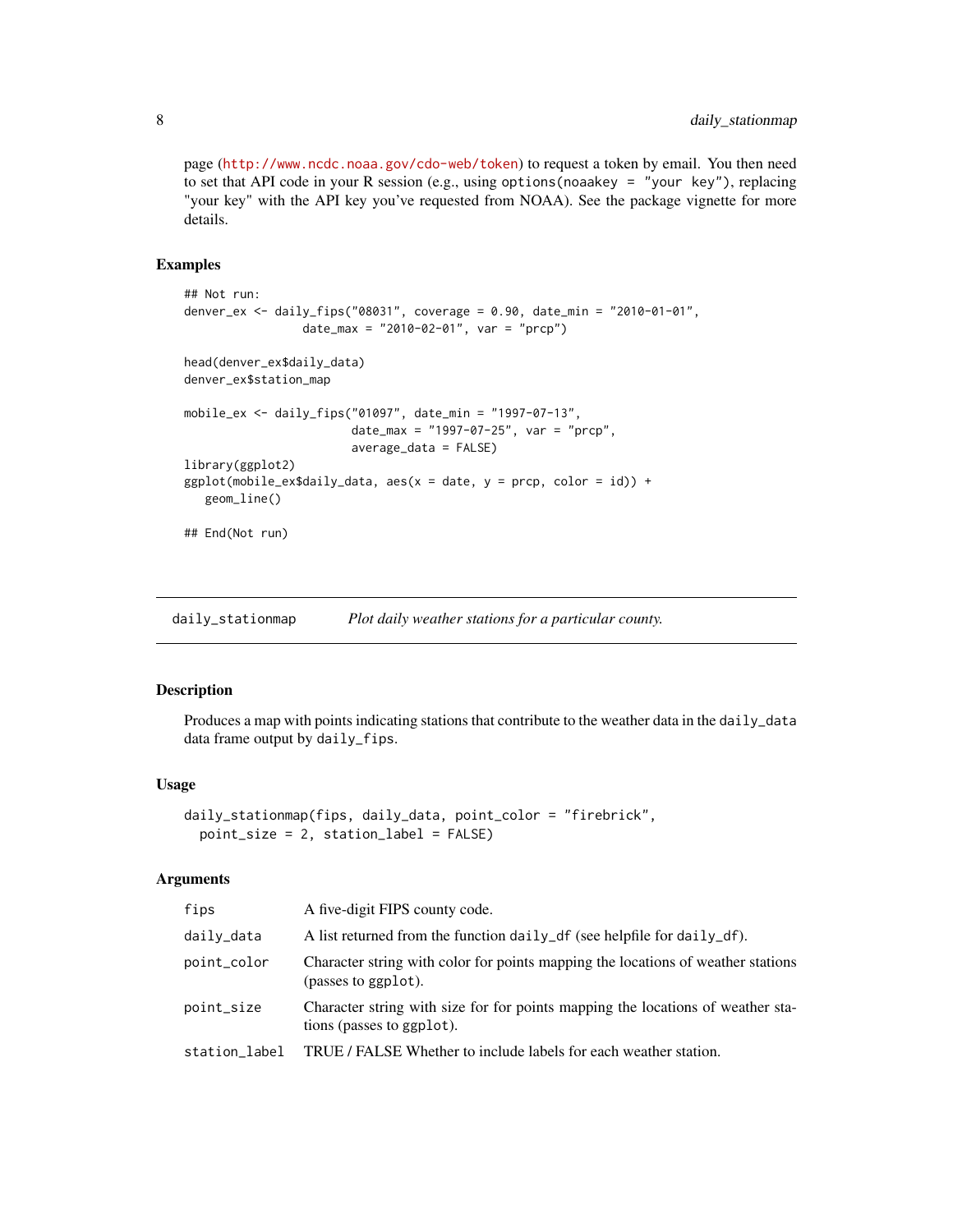page (http://www.ncdc.noaa.gov/cdo-web/token) to request a token by email. You then need to set that API code in your R session (e.g., using `options(noaakey = "your key")`, replacing "your key" with the API key you've requested from NOAA). See the package vignette for more details.

### Examples

```
## Not run:
denver_ex <- daily_fips("08031", coverage = 0.90, date_min = "2010-01-01",
                date_max = "2010-02-01", var = "prcp")

head(denver_ex$daily_data)
denver_ex$station_map

mobile_ex <- daily_fips("01097", date_min = "1997-07-13",
                        date_max = "1997-07-25", var = "prcp",
                        average_data = FALSE)
library(ggplot2)
ggplot(mobile_ex$daily_data, aes(x = date, y = prcp, color = id)) +
   geom_line()

## End(Not run)
```

---

## daily_stationmap — *Plot daily weather stations for a particular county.*

---

### Description

Produces a map with points indicating stations that contribute to the weather data in the `daily_data` data frame output by `daily_fips`.

### Usage

```
daily_stationmap(fips, daily_data, point_color = "firebrick",
  point_size = 2, station_label = FALSE)
```

### Arguments

| | |
|---|---|
| `fips` | A five-digit FIPS county code. |
| `daily_data` | A list returned from the function `daily_df` (see helpfile for `daily_df`). |
| `point_color` | Character string with color for points mapping the locations of weather stations (passes to `ggplot`). |
| `point_size` | Character string with size for for points mapping the locations of weather stations (passes to `ggplot`). |
| `station_label` | TRUE / FALSE Whether to include labels for each weather station. |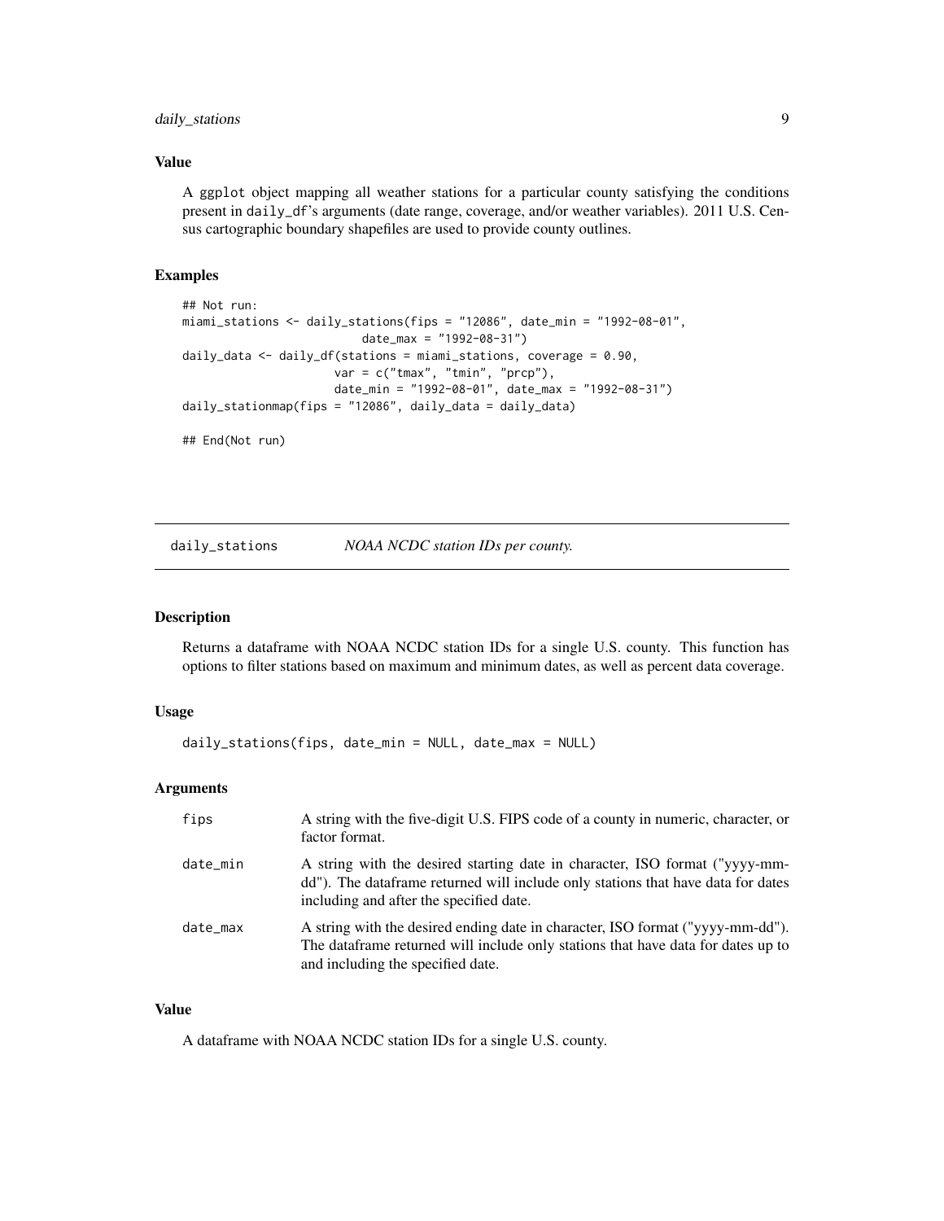### Value

A ggplot object mapping all weather stations for a particular county satisfying the conditions present in daily_df's arguments (date range, coverage, and/or weather variables). 2011 U.S. Census cartographic boundary shapefiles are used to provide county outlines.

### Examples

```
## Not run:
miami_stations <- daily_stations(fips = "12086", date_min = "1992-08-01",
                        date_max = "1992-08-31")
daily_data <- daily_df(stations = miami_stations, coverage = 0.90,
                    var = c("tmax", "tmin", "prcp"),
                    date_min = "1992-08-01", date_max = "1992-08-31")
daily_stationmap(fips = "12086", daily_data = daily_data)

## End(Not run)
```

---

## daily_stations *NOAA NCDC station IDs per county.*

---

### Description

Returns a dataframe with NOAA NCDC station IDs for a single U.S. county. This function has options to filter stations based on maximum and minimum dates, as well as percent data coverage.

### Usage

```
daily_stations(fips, date_min = NULL, date_max = NULL)
```

### Arguments

| | |
|---|---|
| fips | A string with the five-digit U.S. FIPS code of a county in numeric, character, or factor format. |
| date_min | A string with the desired starting date in character, ISO format ("yyyy-mm-dd"). The dataframe returned will include only stations that have data for dates including and after the specified date. |
| date_max | A string with the desired ending date in character, ISO format ("yyyy-mm-dd"). The dataframe returned will include only stations that have data for dates up to and including the specified date. |

### Value

A dataframe with NOAA NCDC station IDs for a single U.S. county.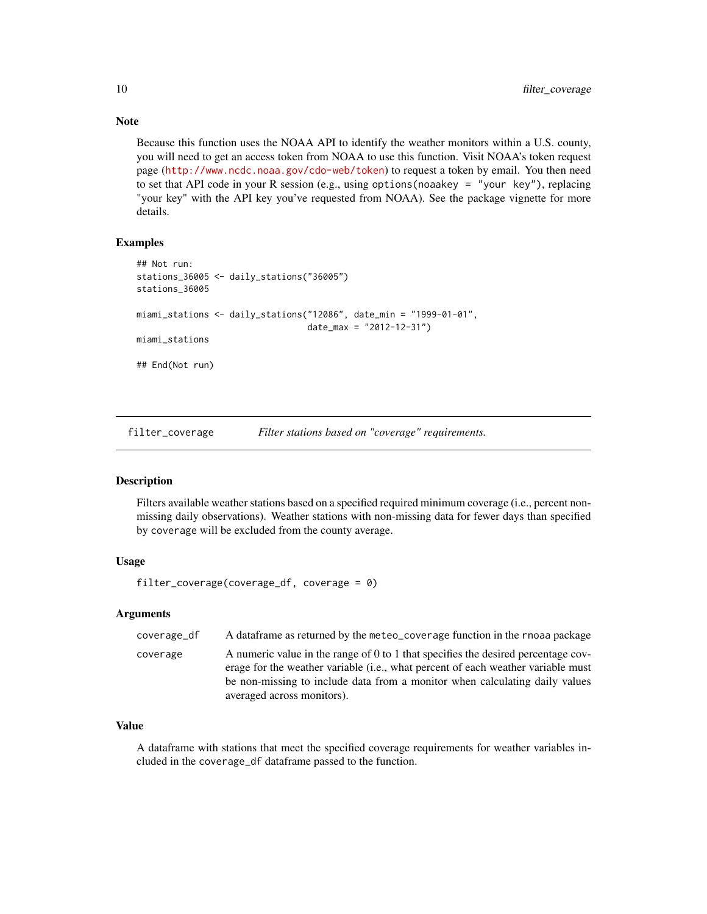### Note

Because this function uses the NOAA API to identify the weather monitors within a U.S. county, you will need to get an access token from NOAA to use this function. Visit NOAA's token request page (http://www.ncdc.noaa.gov/cdo-web/token) to request a token by email. You then need to set that API code in your R session (e.g., using `options(noaakey = "your key")`, replacing "your key" with the API key you've requested from NOAA). See the package vignette for more details.

### Examples

```
## Not run:
stations_36005 <- daily_stations("36005")
stations_36005

miami_stations <- daily_stations("12086", date_min = "1999-01-01",
                                 date_max = "2012-12-31")
miami_stations

## End(Not run)
```

---

## filter_coverage    *Filter stations based on "coverage" requirements.*

### Description

Filters available weather stations based on a specified required minimum coverage (i.e., percent non-missing daily observations). Weather stations with non-missing data for fewer days than specified by `coverage` will be excluded from the county average.

### Usage

```
filter_coverage(coverage_df, coverage = 0)
```

### Arguments

| | |
|---|---|
| `coverage_df` | A dataframe as returned by the `meteo_coverage` function in the `rnoaa` package |
| `coverage` | A numeric value in the range of 0 to 1 that specifies the desired percentage coverage for the weather variable (i.e., what percent of each weather variable must be non-missing to include data from a monitor when calculating daily values averaged across monitors). |

### Value

A dataframe with stations that meet the specified coverage requirements for weather variables included in the `coverage_df` dataframe passed to the function.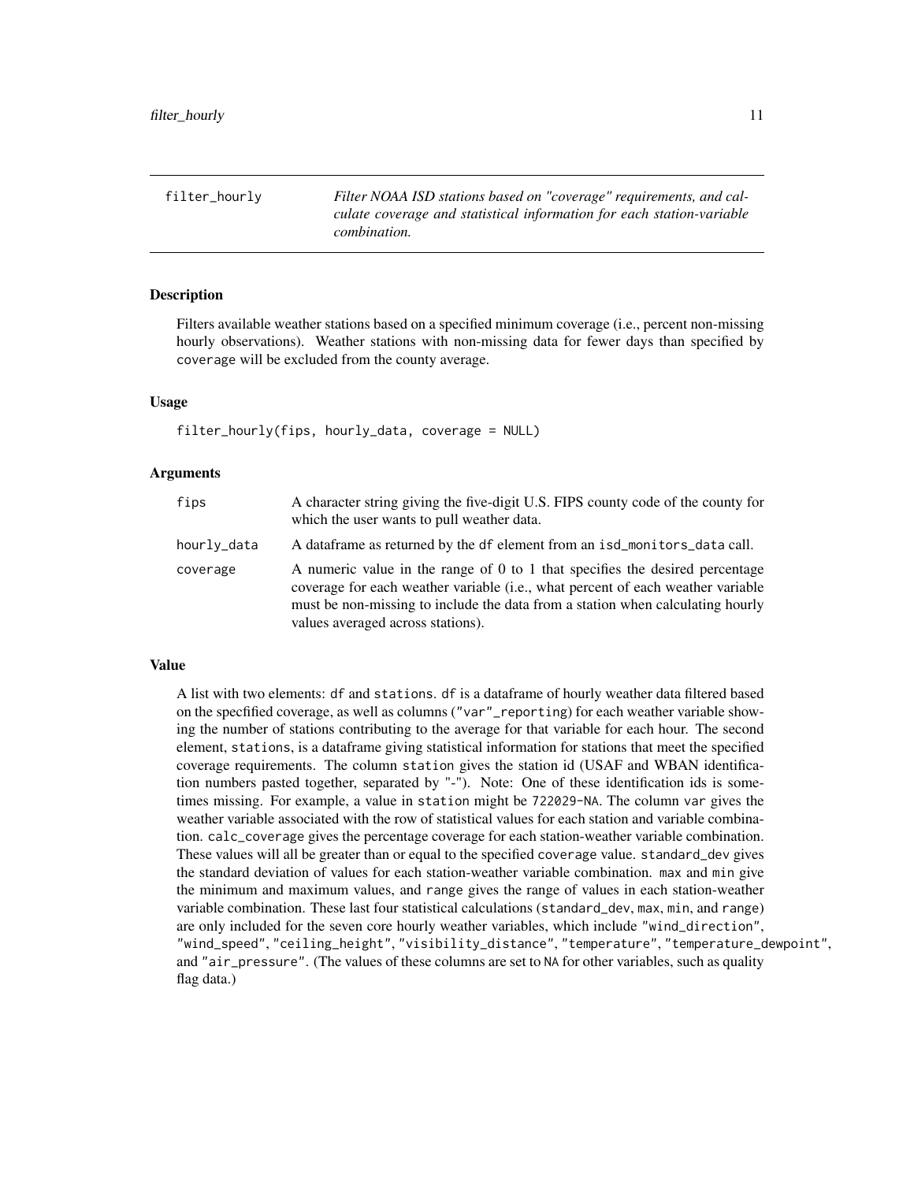## filter_hourly

*Filter NOAA ISD stations based on "coverage" requirements, and calculate coverage and statistical information for each station-variable combination.*

### Description

Filters available weather stations based on a specified minimum coverage (i.e., percent non-missing hourly observations). Weather stations with non-missing data for fewer days than specified by `coverage` will be excluded from the county average.

### Usage

```
filter_hourly(fips, hourly_data, coverage = NULL)
```

### Arguments

| | |
|---|---|
| `fips` | A character string giving the five-digit U.S. FIPS county code of the county for which the user wants to pull weather data. |
| `hourly_data` | A dataframe as returned by the `df` element from an `isd_monitors_data` call. |
| `coverage` | A numeric value in the range of 0 to 1 that specifies the desired percentage coverage for each weather variable (i.e., what percent of each weather variable must be non-missing to include the data from a station when calculating hourly values averaged across stations). |

### Value

A list with two elements: `df` and `stations`. `df` is a dataframe of hourly weather data filtered based on the specfified coverage, as well as columns (`"var"_reporting`) for each weather variable showing the number of stations contributing to the average for that variable for each hour. The second element, `stations`, is a dataframe giving statistical information for stations that meet the specified coverage requirements. The column `station` gives the station id (USAF and WBAN identification numbers pasted together, separated by "-"). Note: One of these identification ids is sometimes missing. For example, a value in `station` might be `722029-NA`. The column `var` gives the weather variable associated with the row of statistical values for each station and variable combination. `calc_coverage` gives the percentage coverage for each station-weather variable combination. These values will all be greater than or equal to the specified `coverage` value. `standard_dev` gives the standard deviation of values for each station-weather variable combination. `max` and `min` give the minimum and maximum values, and `range` gives the range of values in each station-weather variable combination. These last four statistical calculations (`standard_dev`, `max`, `min`, and `range`) are only included for the seven core hourly weather variables, which include `"wind_direction"`, `"wind_speed"`, `"ceiling_height"`, `"visibility_distance"`, `"temperature"`, `"temperature_dewpoint"`, and `"air_pressure"`. (The values of these columns are set to `NA` for other variables, such as quality flag data.)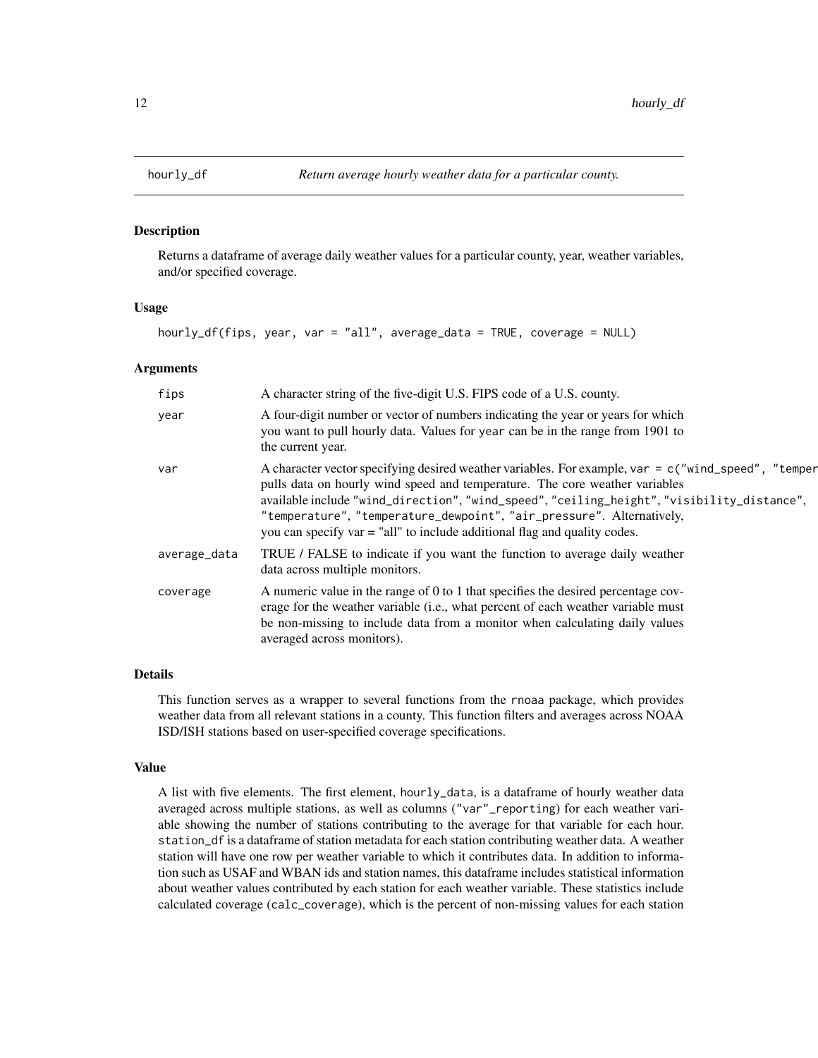`hourly_df` *Return average hourly weather data for a particular county.*

## Description

Returns a dataframe of average daily weather values for a particular county, year, weather variables, and/or specified coverage.

## Usage

```
hourly_df(fips, year, var = "all", average_data = TRUE, coverage = NULL)
```

## Arguments

| | |
|---|---|
| `fips` | A character string of the five-digit U.S. FIPS code of a U.S. county. |
| `year` | A four-digit number or vector of numbers indicating the year or years for which you want to pull hourly data. Values for `year` can be in the range from 1901 to the current year. |
| `var` | A character vector specifying desired weather variables. For example, `var = c("wind_speed", "temper` pulls data on hourly wind speed and temperature. The core weather variables available include `"wind_direction"`, `"wind_speed"`, `"ceiling_height"`, `"visibility_distance"`, `"temperature"`, `"temperature_dewpoint"`, `"air_pressure"`. Alternatively, you can specify var = "all" to include additional flag and quality codes. |
| `average_data` | TRUE / FALSE to indicate if you want the function to average daily weather data across multiple monitors. |
| `coverage` | A numeric value in the range of 0 to 1 that specifies the desired percentage coverage for the weather variable (i.e., what percent of each weather variable must be non-missing to include data from a monitor when calculating daily values averaged across monitors). |

## Details

This function serves as a wrapper to several functions from the `rnoaa` package, which provides weather data from all relevant stations in a county. This function filters and averages across NOAA ISD/ISH stations based on user-specified coverage specifications.

## Value

A list with five elements. The first element, `hourly_data`, is a dataframe of hourly weather data averaged across multiple stations, as well as columns (`"var"_reporting`) for each weather variable showing the number of stations contributing to the average for that variable for each hour. `station_df` is a dataframe of station metadata for each station contributing weather data. A weather station will have one row per weather variable to which it contributes data. In addition to information such as USAF and WBAN ids and station names, this dataframe includes statistical information about weather values contributed by each station for each weather variable. These statistics include calculated coverage (`calc_coverage`), which is the percent of non-missing values for each station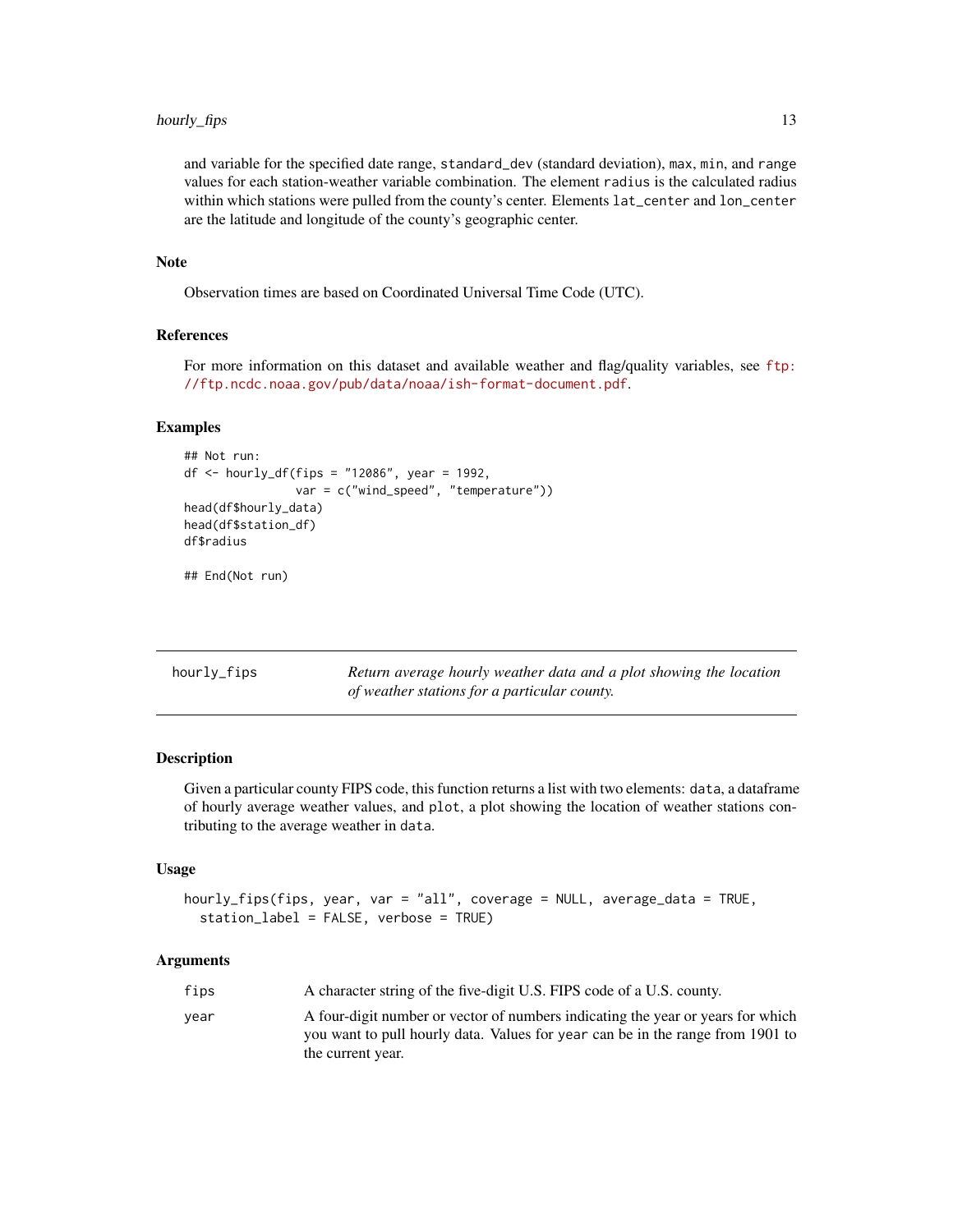and variable for the specified date range, `standard_dev` (standard deviation), `max`, `min`, and `range` values for each station-weather variable combination. The element `radius` is the calculated radius within which stations were pulled from the county's center. Elements `lat_center` and `lon_center` are the latitude and longitude of the county's geographic center.

### Note

Observation times are based on Coordinated Universal Time Code (UTC).

### References

For more information on this dataset and available weather and flag/quality variables, see ftp://ftp.ncdc.noaa.gov/pub/data/noaa/ish-format-document.pdf.

### Examples

```
## Not run:
df <- hourly_df(fips = "12086", year = 1992,
                var = c("wind_speed", "temperature"))
head(df$hourly_data)
head(df$station_df)
df$radius

## End(Not run)
```

---

## hourly_fips

*Return average hourly weather data and a plot showing the location of weather stations for a particular county.*

---

### Description

Given a particular county FIPS code, this function returns a list with two elements: `data`, a dataframe of hourly average weather values, and `plot`, a plot showing the location of weather stations contributing to the average weather in `data`.

### Usage

```
hourly_fips(fips, year, var = "all", coverage = NULL, average_data = TRUE,
  station_label = FALSE, verbose = TRUE)
```

### Arguments

| | |
|---|---|
| `fips` | A character string of the five-digit U.S. FIPS code of a U.S. county. |
| `year` | A four-digit number or vector of numbers indicating the year or years for which you want to pull hourly data. Values for `year` can be in the range from 1901 to the current year. |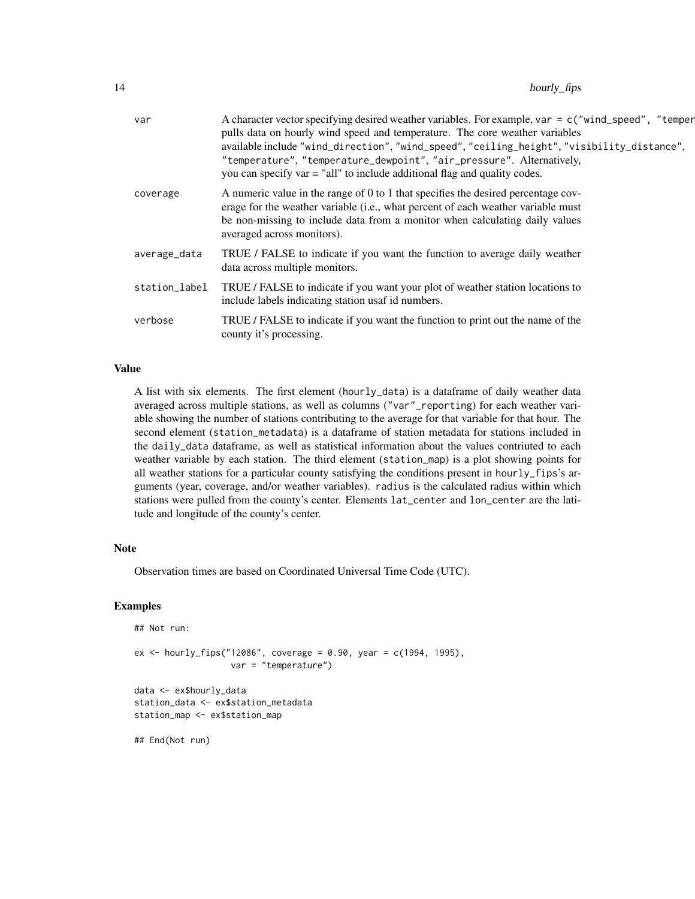| | |
|---|---|
| var | A character vector specifying desired weather variables. For example, var = c("wind_speed", "temper pulls data on hourly wind speed and temperature. The core weather variables available include "wind_direction", "wind_speed", "ceiling_height", "visibility_distance", "temperature", "temperature_dewpoint", "air_pressure". Alternatively, you can specify var = "all" to include additional flag and quality codes. |
| coverage | A numeric value in the range of 0 to 1 that specifies the desired percentage coverage for the weather variable (i.e., what percent of each weather variable must be non-missing to include data from a monitor when calculating daily values averaged across monitors). |
| average_data | TRUE / FALSE to indicate if you want the function to average daily weather data across multiple monitors. |
| station_label | TRUE / FALSE to indicate if you want your plot of weather station locations to include labels indicating station usaf id numbers. |
| verbose | TRUE / FALSE to indicate if you want the function to print out the name of the county it's processing. |

## Value

A list with six elements. The first element (hourly_data) is a dataframe of daily weather data averaged across multiple stations, as well as columns ("var"_reporting) for each weather variable showing the number of stations contributing to the average for that variable for that hour. The second element (station_metadata) is a dataframe of station metadata for stations included in the daily_data dataframe, as well as statistical information about the values contriuted to each weather variable by each station. The third element (station_map) is a plot showing points for all weather stations for a particular county satisfying the conditions present in hourly_fips's arguments (year, coverage, and/or weather variables). radius is the calculated radius within which stations were pulled from the county's center. Elements lat_center and lon_center are the latitude and longitude of the county's center.

## Note

Observation times are based on Coordinated Universal Time Code (UTC).

## Examples

```
## Not run:

ex <- hourly_fips("12086", coverage = 0.90, year = c(1994, 1995),
                  var = "temperature")

data <- ex$hourly_data
station_data <- ex$station_metadata
station_map <- ex$station_map

## End(Not run)
```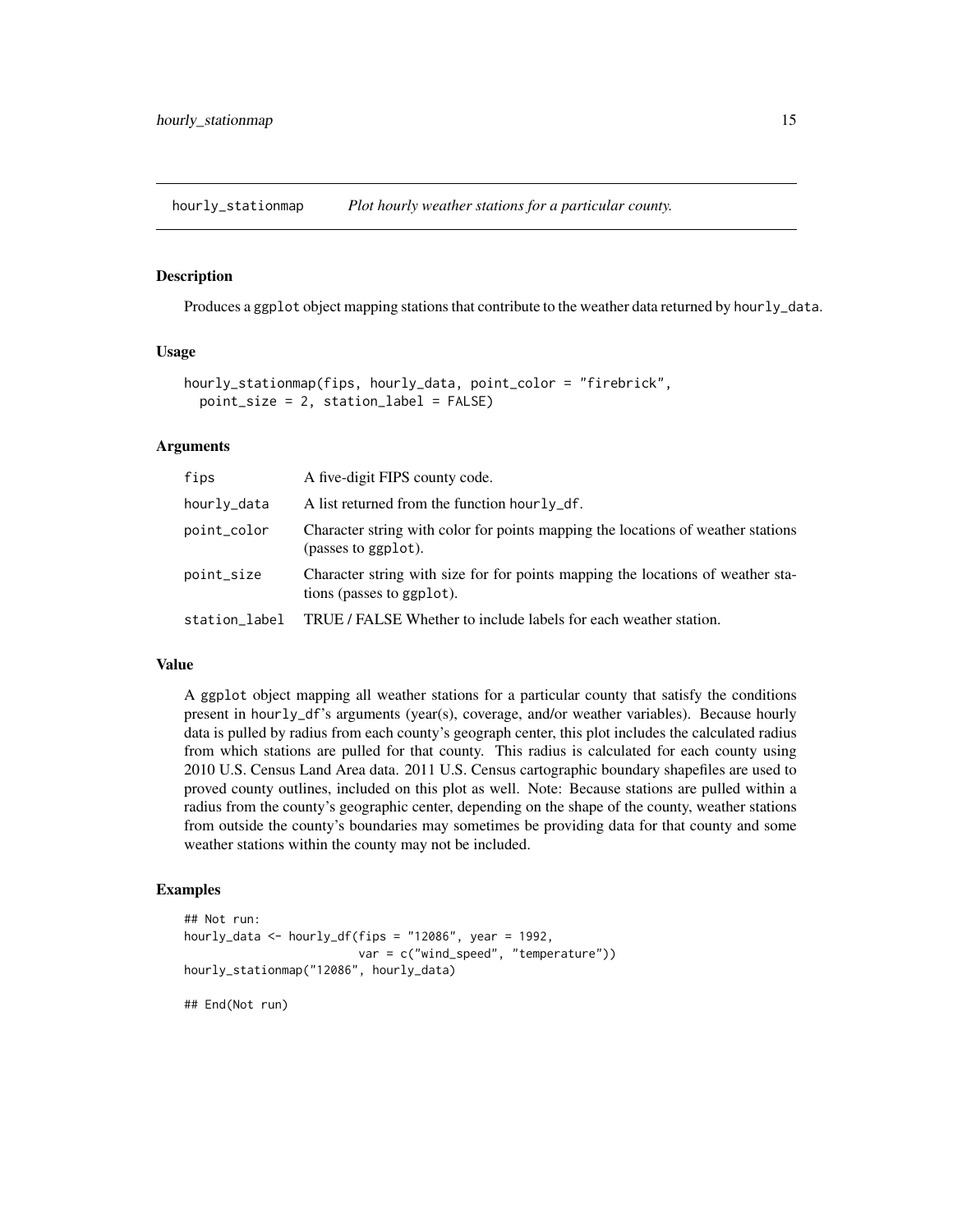## hourly_stationmap *Plot hourly weather stations for a particular county.*

### Description

Produces a ggplot object mapping stations that contribute to the weather data returned by hourly_data.

### Usage

```
hourly_stationmap(fips, hourly_data, point_color = "firebrick",
  point_size = 2, station_label = FALSE)
```

### Arguments

| | |
|---|---|
| fips | A five-digit FIPS county code. |
| hourly_data | A list returned from the function hourly_df. |
| point_color | Character string with color for points mapping the locations of weather stations (passes to ggplot). |
| point_size | Character string with size for for points mapping the locations of weather stations (passes to ggplot). |
| station_label | TRUE / FALSE Whether to include labels for each weather station. |

### Value

A ggplot object mapping all weather stations for a particular county that satisfy the conditions present in hourly_df's arguments (year(s), coverage, and/or weather variables). Because hourly data is pulled by radius from each county's geograph center, this plot includes the calculated radius from which stations are pulled for that county. This radius is calculated for each county using 2010 U.S. Census Land Area data. 2011 U.S. Census cartographic boundary shapefiles are used to proved county outlines, included on this plot as well. Note: Because stations are pulled within a radius from the county's geographic center, depending on the shape of the county, weather stations from outside the county's boundaries may sometimes be providing data for that county and some weather stations within the county may not be included.

### Examples

```
## Not run:
hourly_data <- hourly_df(fips = "12086", year = 1992,
                         var = c("wind_speed", "temperature"))
hourly_stationmap("12086", hourly_data)

## End(Not run)
```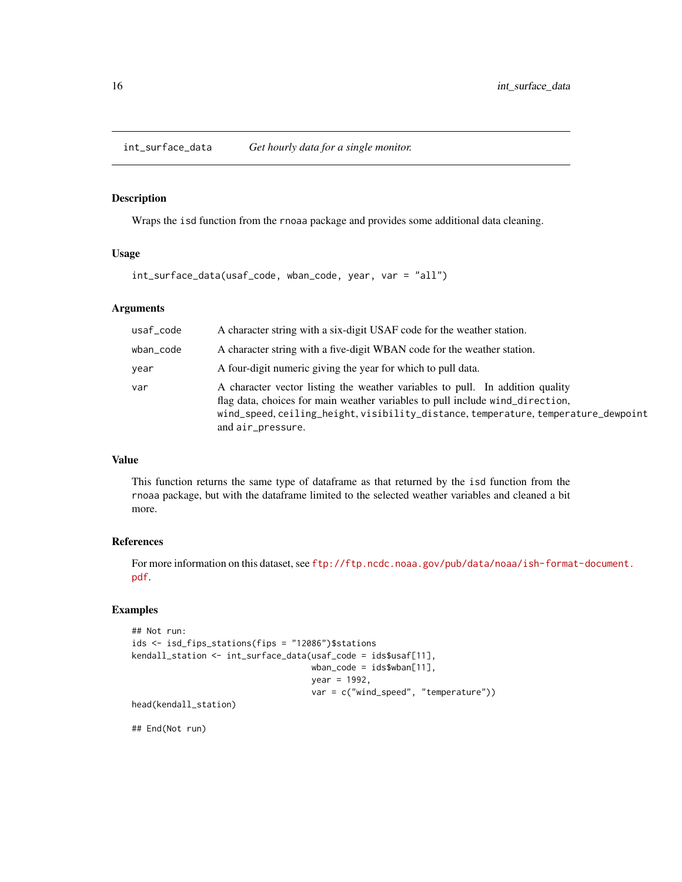# int_surface_data *Get hourly data for a single monitor.*

## Description

Wraps the `isd` function from the `rnoaa` package and provides some additional data cleaning.

## Usage

```
int_surface_data(usaf_code, wban_code, year, var = "all")
```

## Arguments

| | |
|---|---|
| `usaf_code` | A character string with a six-digit USAF code for the weather station. |
| `wban_code` | A character string with a five-digit WBAN code for the weather station. |
| `year` | A four-digit numeric giving the year for which to pull data. |
| `var` | A character vector listing the weather variables to pull. In addition quality flag data, choices for main weather variables to pull include `wind_direction`, `wind_speed`, `ceiling_height`, `visibility_distance`, `temperature`, `temperature_dewpoint` and `air_pressure`. |

## Value

This function returns the same type of dataframe as that returned by the `isd` function from the `rnoaa` package, but with the dataframe limited to the selected weather variables and cleaned a bit more.

## References

For more information on this dataset, see ftp://ftp.ncdc.noaa.gov/pub/data/noaa/ish-format-document.pdf.

## Examples

```
## Not run:
ids <- isd_fips_stations(fips = "12086")$stations
kendall_station <- int_surface_data(usaf_code = ids$usaf[11],
                                    wban_code = ids$wban[11],
                                    year = 1992,
                                    var = c("wind_speed", "temperature"))
head(kendall_station)

## End(Not run)
```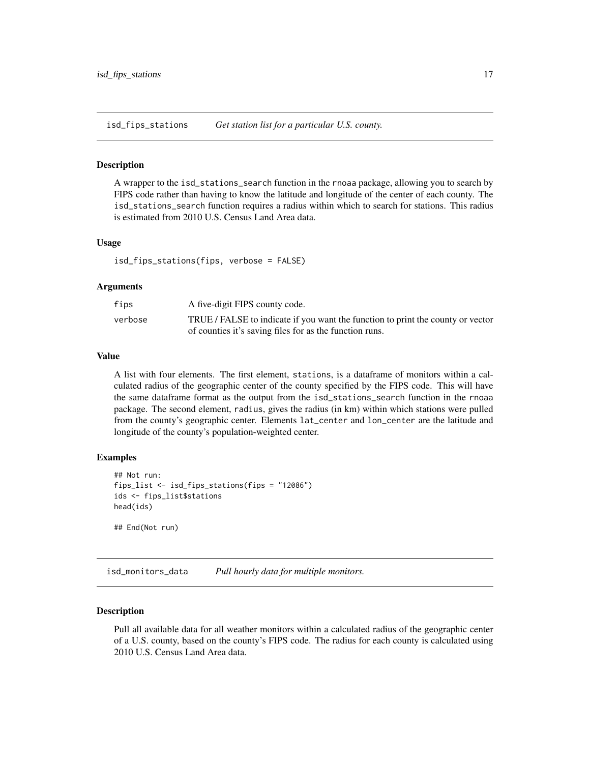## isd_fips_stations *Get station list for a particular U.S. county.*

### Description

A wrapper to the isd_stations_search function in the rnoaa package, allowing you to search by FIPS code rather than having to know the latitude and longitude of the center of each county. The isd_stations_search function requires a radius within which to search for stations. This radius is estimated from 2010 U.S. Census Land Area data.

### Usage

```
isd_fips_stations(fips, verbose = FALSE)
```

### Arguments

| | |
|---|---|
| fips | A five-digit FIPS county code. |
| verbose | TRUE / FALSE to indicate if you want the function to print the county or vector of counties it's saving files for as the function runs. |

### Value

A list with four elements. The first element, stations, is a dataframe of monitors within a calculated radius of the geographic center of the county specified by the FIPS code. This will have the same dataframe format as the output from the isd_stations_search function in the rnoaa package. The second element, radius, gives the radius (in km) within which stations were pulled from the county's geographic center. Elements lat_center and lon_center are the latitude and longitude of the county's population-weighted center.

### Examples

```
## Not run:
fips_list <- isd_fips_stations(fips = "12086")
ids <- fips_list$stations
head(ids)

## End(Not run)
```

## isd_monitors_data *Pull hourly data for multiple monitors.*

### Description

Pull all available data for all weather monitors within a calculated radius of the geographic center of a U.S. county, based on the county's FIPS code. The radius for each county is calculated using 2010 U.S. Census Land Area data.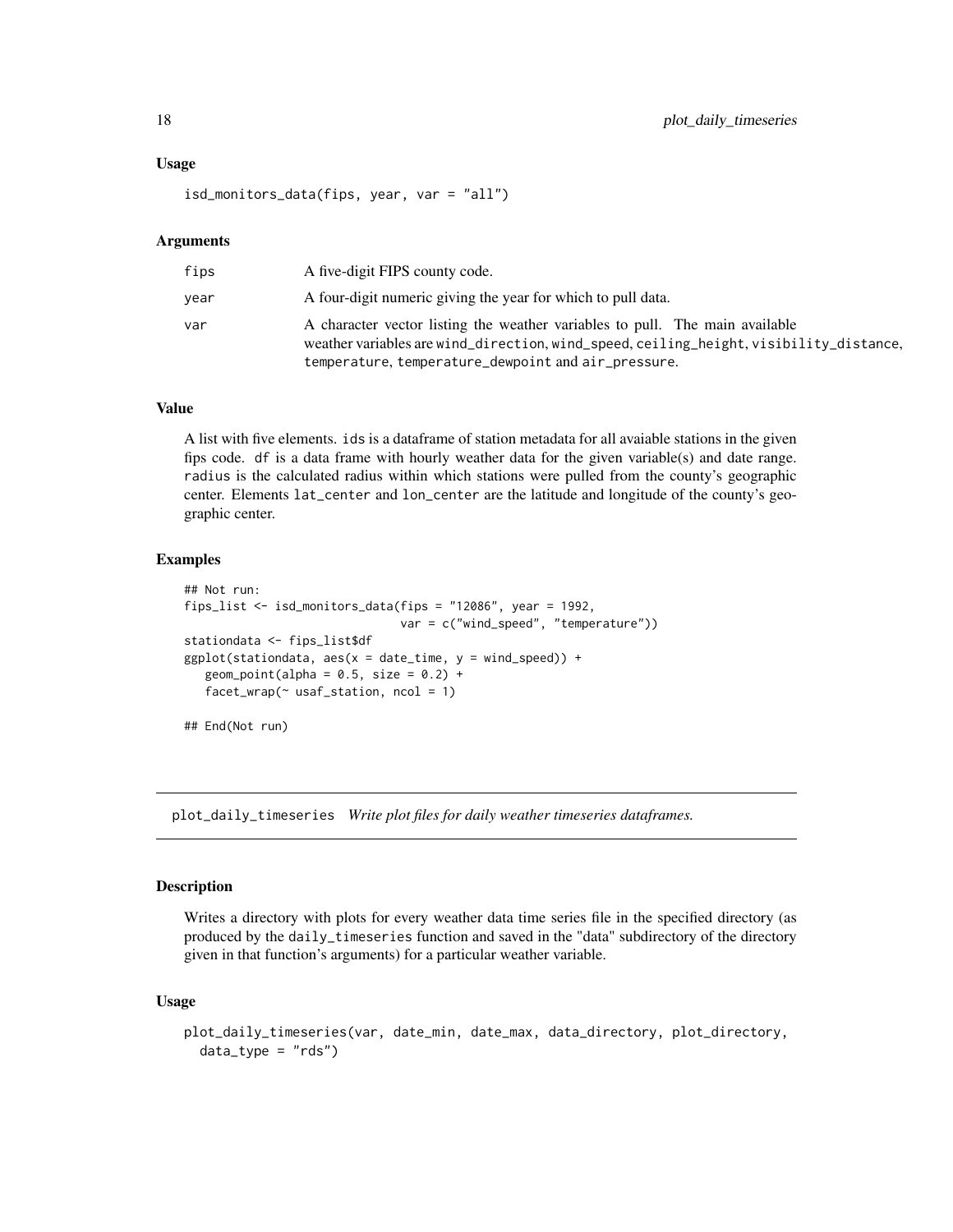### Usage

```
isd_monitors_data(fips, year, var = "all")
```

### Arguments

| | |
|---|---|
| fips | A five-digit FIPS county code. |
| year | A four-digit numeric giving the year for which to pull data. |
| var | A character vector listing the weather variables to pull. The main available weather variables are wind_direction, wind_speed, ceiling_height, visibility_distance, temperature, temperature_dewpoint and air_pressure. |

### Value

A list with five elements. ids is a dataframe of station metadata for all avaiable stations in the given fips code. df is a data frame with hourly weather data for the given variable(s) and date range. radius is the calculated radius within which stations were pulled from the county's geographic center. Elements lat_center and lon_center are the latitude and longitude of the county's geographic center.

### Examples

```
## Not run:
fips_list <- isd_monitors_data(fips = "12086", year = 1992,
                               var = c("wind_speed", "temperature"))
stationdata <- fips_list$df
ggplot(stationdata, aes(x = date_time, y = wind_speed)) +
   geom_point(alpha = 0.5, size = 0.2) +
   facet_wrap(~ usaf_station, ncol = 1)

## End(Not run)
```

---

## plot_daily_timeseries *Write plot files for daily weather timeseries dataframes.*

---

### Description

Writes a directory with plots for every weather data time series file in the specified directory (as produced by the daily_timeseries function and saved in the "data" subdirectory of the directory given in that function's arguments) for a particular weather variable.

### Usage

```
plot_daily_timeseries(var, date_min, date_max, data_directory, plot_directory,
  data_type = "rds")
```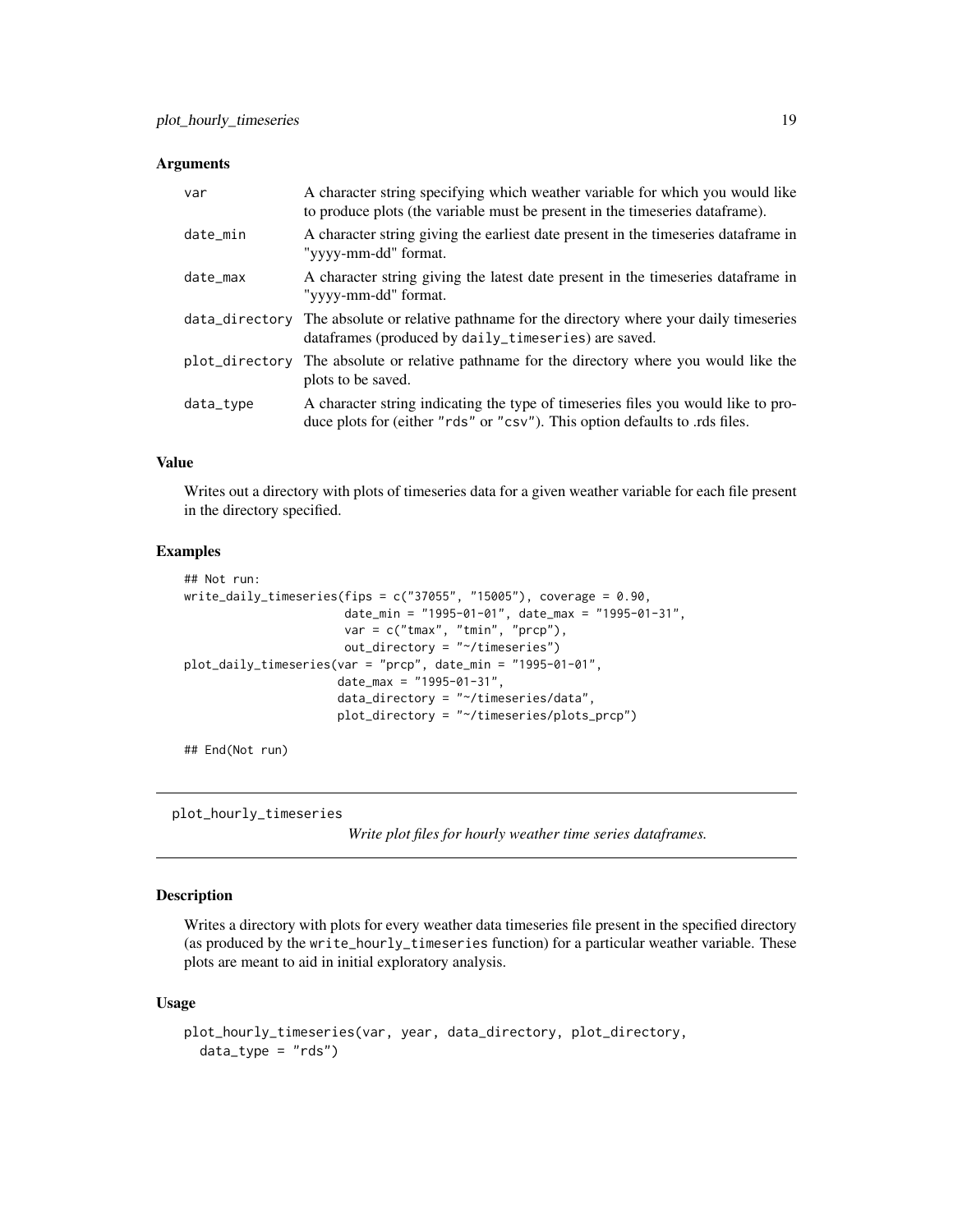### Arguments

| | |
|---|---|
| var | A character string specifying which weather variable for which you would like to produce plots (the variable must be present in the timeseries dataframe). |
| date_min | A character string giving the earliest date present in the timeseries dataframe in "yyyy-mm-dd" format. |
| date_max | A character string giving the latest date present in the timeseries dataframe in "yyyy-mm-dd" format. |
| data_directory | The absolute or relative pathname for the directory where your daily timeseries dataframes (produced by `daily_timeseries`) are saved. |
| plot_directory | The absolute or relative pathname for the directory where you would like the plots to be saved. |
| data_type | A character string indicating the type of timeseries files you would like to produce plots for (either "rds" or "csv"). This option defaults to .rds files. |

### Value

Writes out a directory with plots of timeseries data for a given weather variable for each file present in the directory specified.

### Examples

```
## Not run:
write_daily_timeseries(fips = c("37055", "15005"), coverage = 0.90,
                       date_min = "1995-01-01", date_max = "1995-01-31",
                       var = c("tmax", "tmin", "prcp"),
                       out_directory = "~/timeseries")
plot_daily_timeseries(var = "prcp", date_min = "1995-01-01",
                      date_max = "1995-01-31",
                      data_directory = "~/timeseries/data",
                      plot_directory = "~/timeseries/plots_prcp")

## End(Not run)
```

---

## plot_hourly_timeseries

*Write plot files for hourly weather time series dataframes.*

### Description

Writes a directory with plots for every weather data timeseries file present in the specified directory (as produced by the `write_hourly_timeseries` function) for a particular weather variable. These plots are meant to aid in initial exploratory analysis.

### Usage

```
plot_hourly_timeseries(var, year, data_directory, plot_directory,
  data_type = "rds")
```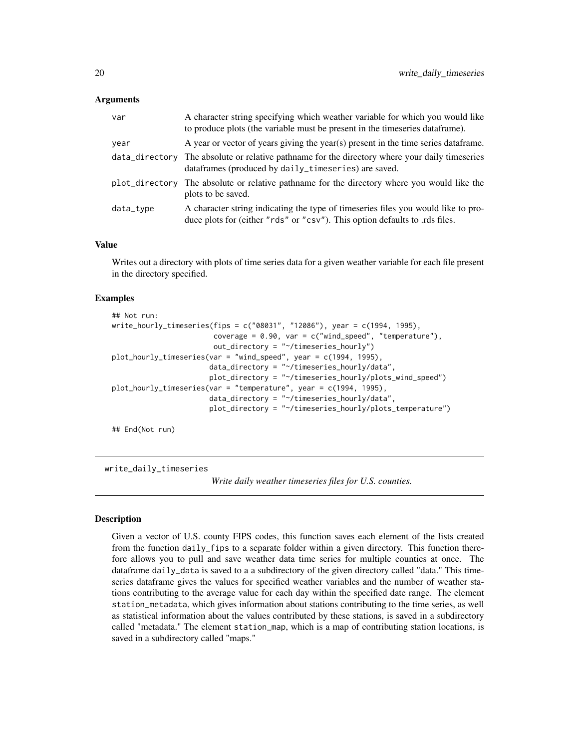### Arguments

| | |
|---|---|
| var | A character string specifying which weather variable for which you would like to produce plots (the variable must be present in the timeseries dataframe). |
| year | A year or vector of years giving the year(s) present in the time series dataframe. |
| data_directory | The absolute or relative pathname for the directory where your daily timeseries dataframes (produced by daily_timeseries) are saved. |
| plot_directory | The absolute or relative pathname for the directory where you would like the plots to be saved. |
| data_type | A character string indicating the type of timeseries files you would like to produce plots for (either "rds" or "csv"). This option defaults to .rds files. |

### Value

Writes out a directory with plots of time series data for a given weather variable for each file present in the directory specified.

### Examples

```
## Not run:
write_hourly_timeseries(fips = c("08031", "12086"), year = c(1994, 1995),
                        coverage = 0.90, var = c("wind_speed", "temperature"),
                        out_directory = "~/timeseries_hourly")
plot_hourly_timeseries(var = "wind_speed", year = c(1994, 1995),
                       data_directory = "~/timeseries_hourly/data",
                       plot_directory = "~/timeseries_hourly/plots_wind_speed")
plot_hourly_timeseries(var = "temperature", year = c(1994, 1995),
                       data_directory = "~/timeseries_hourly/data",
                       plot_directory = "~/timeseries_hourly/plots_temperature")

## End(Not run)
```

---

## write_daily_timeseries

*Write daily weather timeseries files for U.S. counties.*

### Description

Given a vector of U.S. county FIPS codes, this function saves each element of the lists created from the function daily_fips to a separate folder within a given directory. This function therefore allows you to pull and save weather data time series for multiple counties at once. The dataframe daily_data is saved to a a subdirectory of the given directory called "data." This timeseries dataframe gives the values for specified weather variables and the number of weather stations contributing to the average value for each day within the specified date range. The element station_metadata, which gives information about stations contributing to the time series, as well as statistical information about the values contributed by these stations, is saved in a subdirectory called "metadata." The element station_map, which is a map of contributing station locations, is saved in a subdirectory called "maps."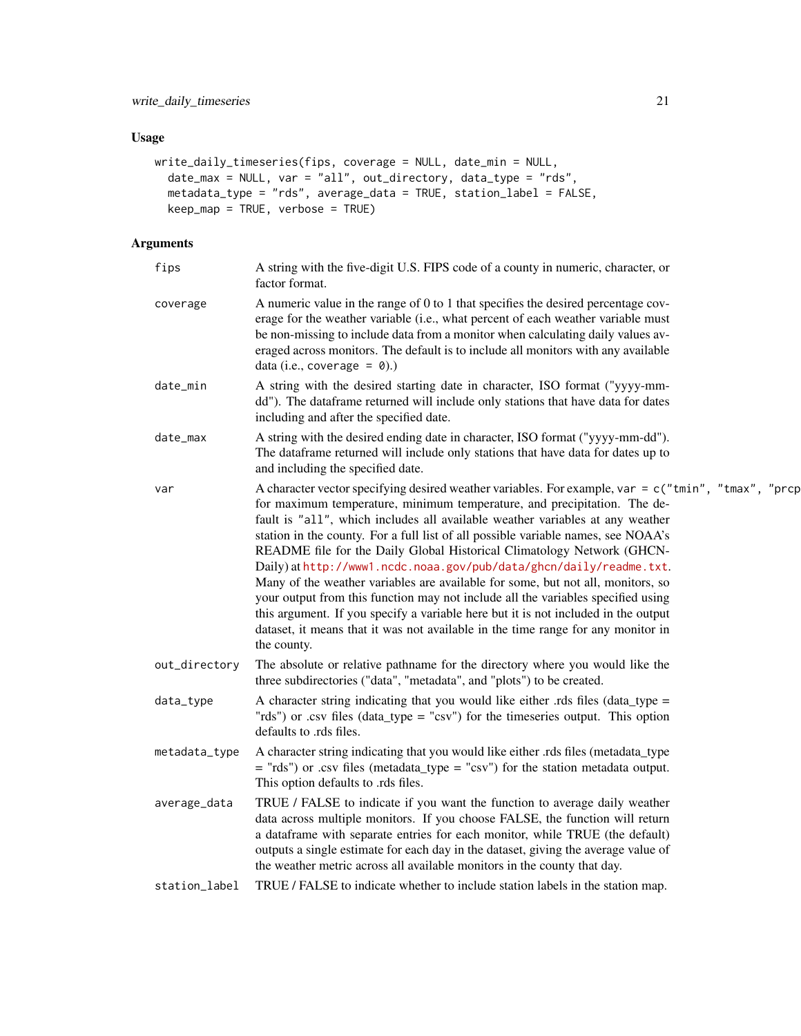### Usage

```
write_daily_timeseries(fips, coverage = NULL, date_min = NULL,
  date_max = NULL, var = "all", out_directory, data_type = "rds",
  metadata_type = "rds", average_data = TRUE, station_label = FALSE,
  keep_map = TRUE, verbose = TRUE)
```

### Arguments

| | |
|---|---|
| `fips` | A string with the five-digit U.S. FIPS code of a county in numeric, character, or factor format. |
| `coverage` | A numeric value in the range of 0 to 1 that specifies the desired percentage coverage for the weather variable (i.e., what percent of each weather variable must be non-missing to include data from a monitor when calculating daily values averaged across monitors. The default is to include all monitors with any available data (i.e., `coverage = 0`).) |
| `date_min` | A string with the desired starting date in character, ISO format ("yyyy-mm-dd"). The dataframe returned will include only stations that have data for dates including and after the specified date. |
| `date_max` | A string with the desired ending date in character, ISO format ("yyyy-mm-dd"). The dataframe returned will include only stations that have data for dates up to and including the specified date. |
| `var` | A character vector specifying desired weather variables. For example, `var = c("tmin", "tmax", "prcp` for maximum temperature, minimum temperature, and precipitation. The default is `"all"`, which includes all available weather variables at any weather station in the county. For a full list of all possible variable names, see NOAA's README file for the Daily Global Historical Climatology Network (GHCN-Daily) at http://www1.ncdc.noaa.gov/pub/data/ghcn/daily/readme.txt. Many of the weather variables are available for some, but not all, monitors, so your output from this function may not include all the variables specified using this argument. If you specify a variable here but it is not included in the output dataset, it means that it was not available in the time range for any monitor in the county. |
| `out_directory` | The absolute or relative pathname for the directory where you would like the three subdirectories ("data", "metadata", and "plots") to be created. |
| `data_type` | A character string indicating that you would like either .rds files (data_type = "rds") or .csv files (data_type = "csv") for the timeseries output. This option defaults to .rds files. |
| `metadata_type` | A character string indicating that you would like either .rds files (metadata_type = "rds") or .csv files (metadata_type = "csv") for the station metadata output. This option defaults to .rds files. |
| `average_data` | TRUE / FALSE to indicate if you want the function to average daily weather data across multiple monitors. If you choose FALSE, the function will return a dataframe with separate entries for each monitor, while TRUE (the default) outputs a single estimate for each day in the dataset, giving the average value of the weather metric across all available monitors in the county that day. |
| `station_label` | TRUE / FALSE to indicate whether to include station labels in the station map. |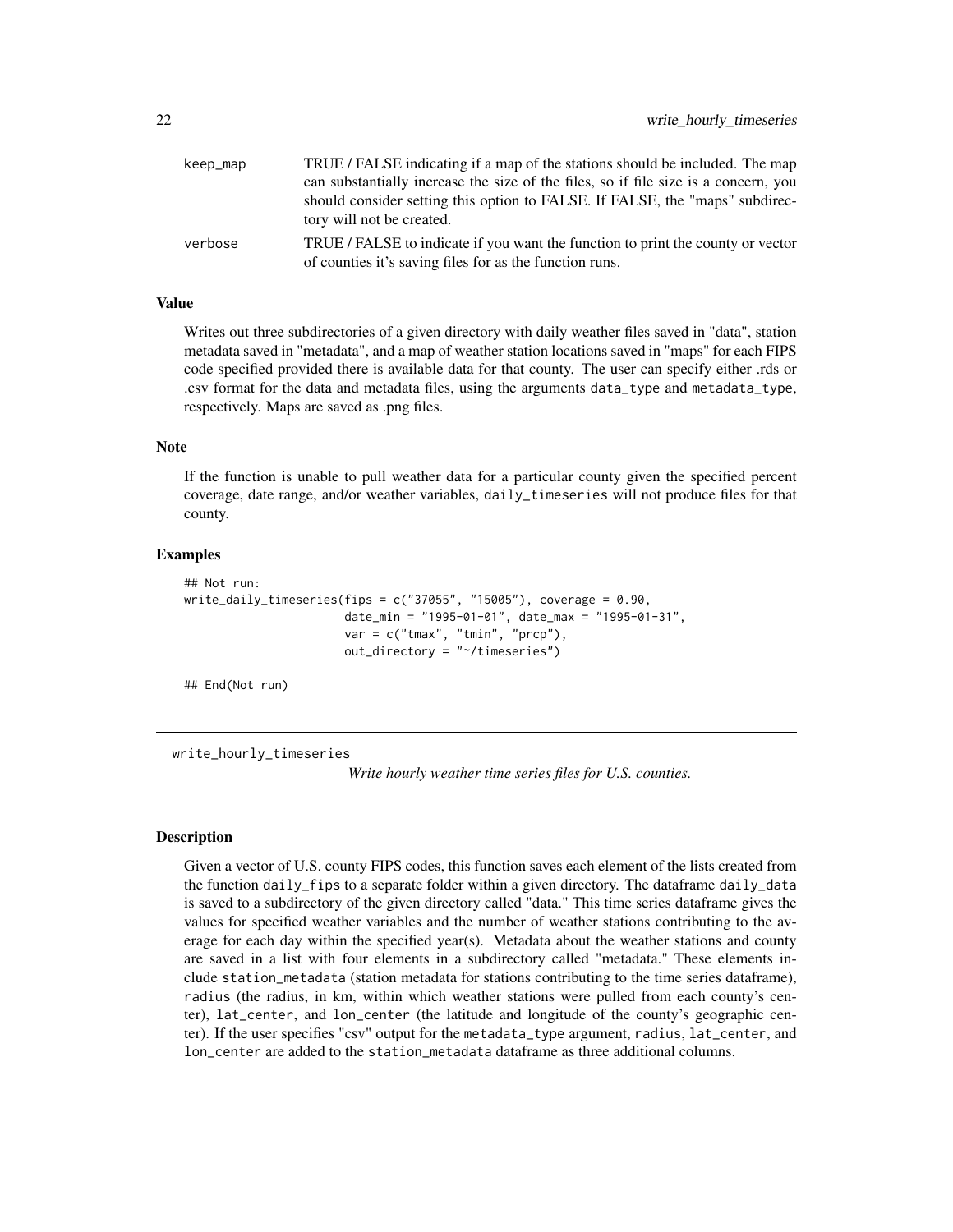| | |
|---|---|
| keep_map | TRUE / FALSE indicating if a map of the stations should be included. The map can substantially increase the size of the files, so if file size is a concern, you should consider setting this option to FALSE. If FALSE, the "maps" subdirectory will not be created. |
| verbose | TRUE / FALSE to indicate if you want the function to print the county or vector of counties it's saving files for as the function runs. |

### Value

Writes out three subdirectories of a given directory with daily weather files saved in "data", station metadata saved in "metadata", and a map of weather station locations saved in "maps" for each FIPS code specified provided there is available data for that county. The user can specify either .rds or .csv format for the data and metadata files, using the arguments data_type and metadata_type, respectively. Maps are saved as .png files.

### Note

If the function is unable to pull weather data for a particular county given the specified percent coverage, date range, and/or weather variables, daily_timeseries will not produce files for that county.

### Examples

```
## Not run:
write_daily_timeseries(fips = c("37055", "15005"), coverage = 0.90,
                       date_min = "1995-01-01", date_max = "1995-01-31",
                       var = c("tmax", "tmin", "prcp"),
                       out_directory = "~/timeseries")

## End(Not run)
```

---

## write_hourly_timeseries

*Write hourly weather time series files for U.S. counties.*

---

### Description

Given a vector of U.S. county FIPS codes, this function saves each element of the lists created from the function daily_fips to a separate folder within a given directory. The dataframe daily_data is saved to a subdirectory of the given directory called "data." This time series dataframe gives the values for specified weather variables and the number of weather stations contributing to the average for each day within the specified year(s). Metadata about the weather stations and county are saved in a list with four elements in a subdirectory called "metadata." These elements include station_metadata (station metadata for stations contributing to the time series dataframe), radius (the radius, in km, within which weather stations were pulled from each county's center), lat_center, and lon_center (the latitude and longitude of the county's geographic center). If the user specifies "csv" output for the metadata_type argument, radius, lat_center, and lon_center are added to the station_metadata dataframe as three additional columns.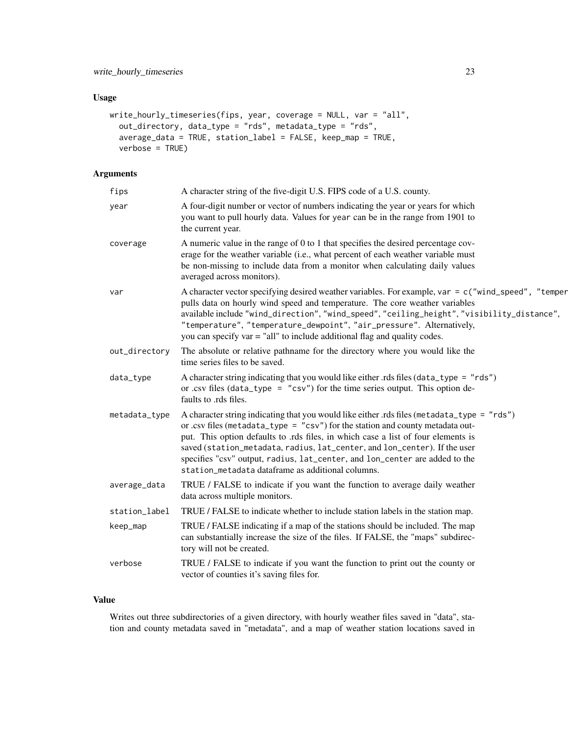## Usage

```
write_hourly_timeseries(fips, year, coverage = NULL, var = "all",
  out_directory, data_type = "rds", metadata_type = "rds",
  average_data = TRUE, station_label = FALSE, keep_map = TRUE,
  verbose = TRUE)
```

## Arguments

| | |
|---|---|
| fips | A character string of the five-digit U.S. FIPS code of a U.S. county. |
| year | A four-digit number or vector of numbers indicating the year or years for which you want to pull hourly data. Values for year can be in the range from 1901 to the current year. |
| coverage | A numeric value in the range of 0 to 1 that specifies the desired percentage coverage for the weather variable (i.e., what percent of each weather variable must be non-missing to include data from a monitor when calculating daily values averaged across monitors). |
| var | A character vector specifying desired weather variables. For example, var = c("wind_speed", "temper pulls data on hourly wind speed and temperature. The core weather variables available include "wind_direction", "wind_speed", "ceiling_height", "visibility_distance", "temperature", "temperature_dewpoint", "air_pressure". Alternatively, you can specify var = "all" to include additional flag and quality codes. |
| out_directory | The absolute or relative pathname for the directory where you would like the time series files to be saved. |
| data_type | A character string indicating that you would like either .rds files (data_type = "rds") or .csv files (data_type = "csv") for the time series output. This option defaults to .rds files. |
| metadata_type | A character string indicating that you would like either .rds files (metadata_type = "rds") or .csv files (metadata_type = "csv") for the station and county metadata output. This option defaults to .rds files, in which case a list of four elements is saved (station_metadata, radius, lat_center, and lon_center). If the user specifies "csv" output, radius, lat_center, and lon_center are added to the station_metadata dataframe as additional columns. |
| average_data | TRUE / FALSE to indicate if you want the function to average daily weather data across multiple monitors. |
| station_label | TRUE / FALSE to indicate whether to include station labels in the station map. |
| keep_map | TRUE / FALSE indicating if a map of the stations should be included. The map can substantially increase the size of the files. If FALSE, the "maps" subdirectory will not be created. |
| verbose | TRUE / FALSE to indicate if you want the function to print out the county or vector of counties it's saving files for. |

## Value

Writes out three subdirectories of a given directory, with hourly weather files saved in "data", station and county metadata saved in "metadata", and a map of weather station locations saved in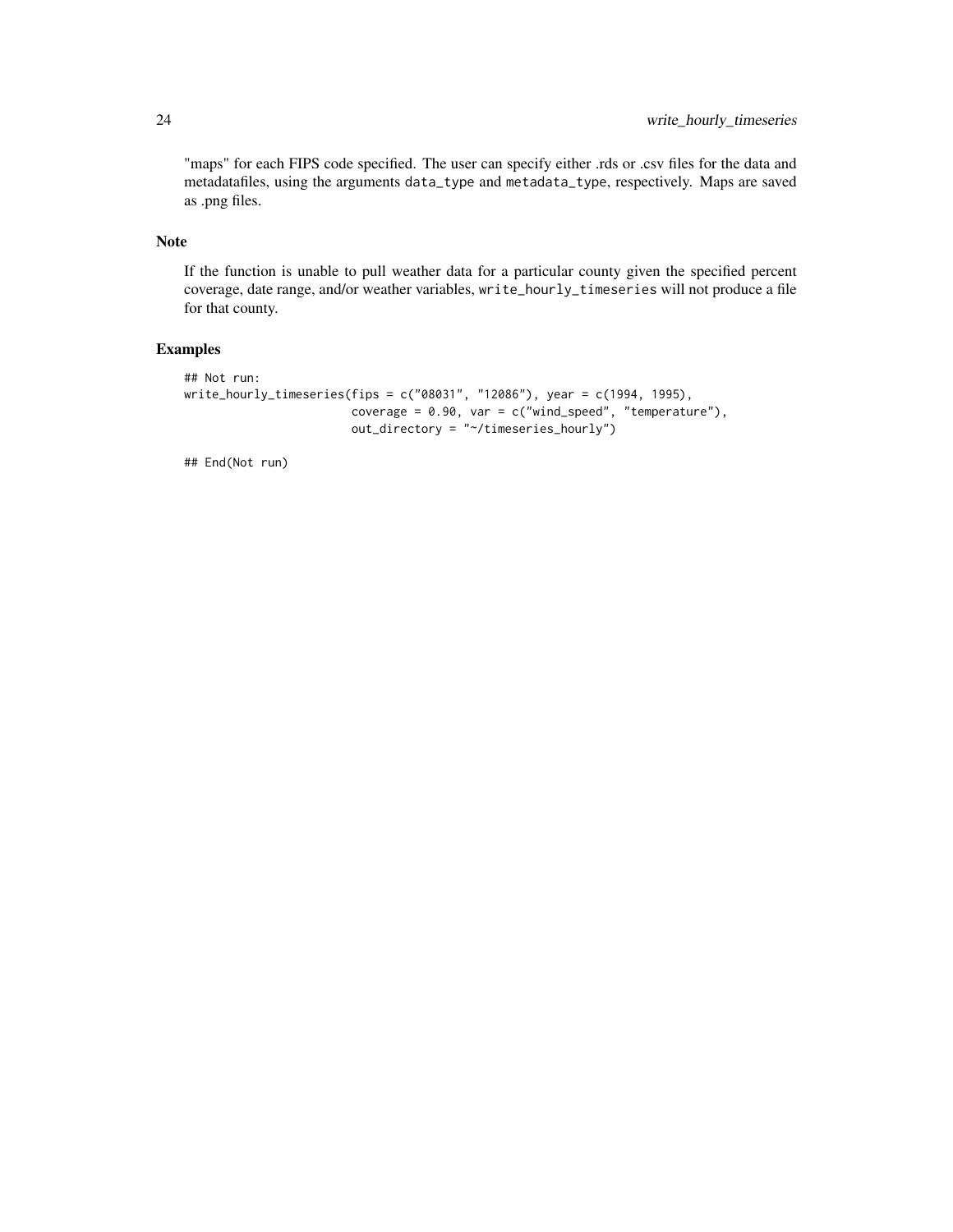"maps" for each FIPS code specified. The user can specify either .rds or .csv files for the data and metadatafiles, using the arguments data_type and metadata_type, respectively. Maps are saved as .png files.

## Note

If the function is unable to pull weather data for a particular county given the specified percent coverage, date range, and/or weather variables, write_hourly_timeseries will not produce a file for that county.

## Examples

```
## Not run:
write_hourly_timeseries(fips = c("08031", "12086"), year = c(1994, 1995),
                        coverage = 0.90, var = c("wind_speed", "temperature"),
                        out_directory = "~/timeseries_hourly")

## End(Not run)
```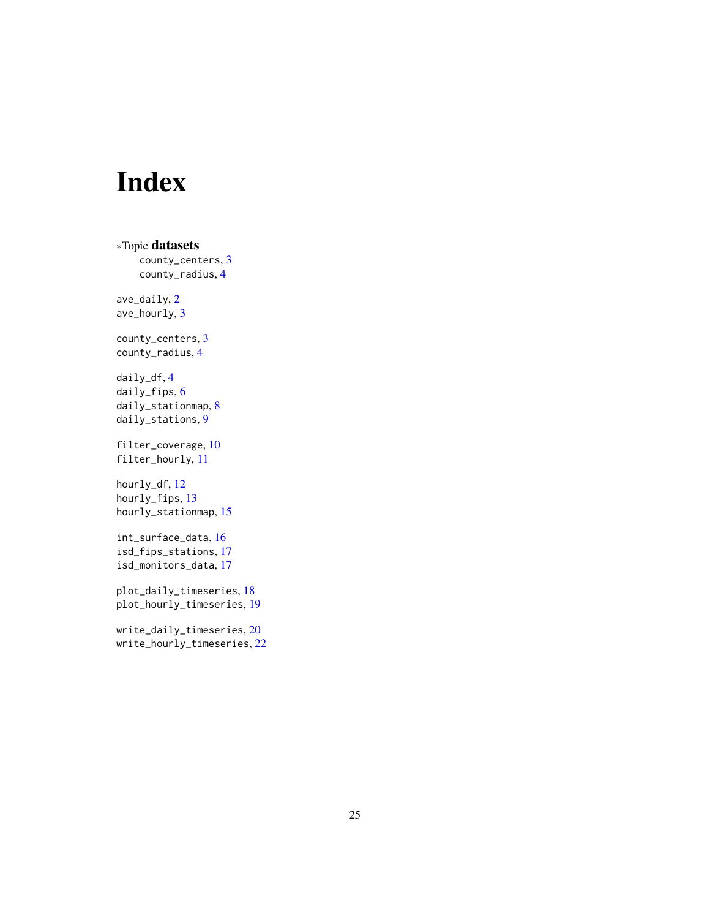# Index

*Topic **datasets**

county_centers, 3
county_radius, 4

ave_daily, 2
ave_hourly, 3

county_centers, 3
county_radius, 4

daily_df, 4
daily_fips, 6
daily_stationmap, 8
daily_stations, 9

filter_coverage, 10
filter_hourly, 11

hourly_df, 12
hourly_fips, 13
hourly_stationmap, 15

int_surface_data, 16
isd_fips_stations, 17
isd_monitors_data, 17

plot_daily_timeseries, 18
plot_hourly_timeseries, 19

write_daily_timeseries, 20
write_hourly_timeseries, 22